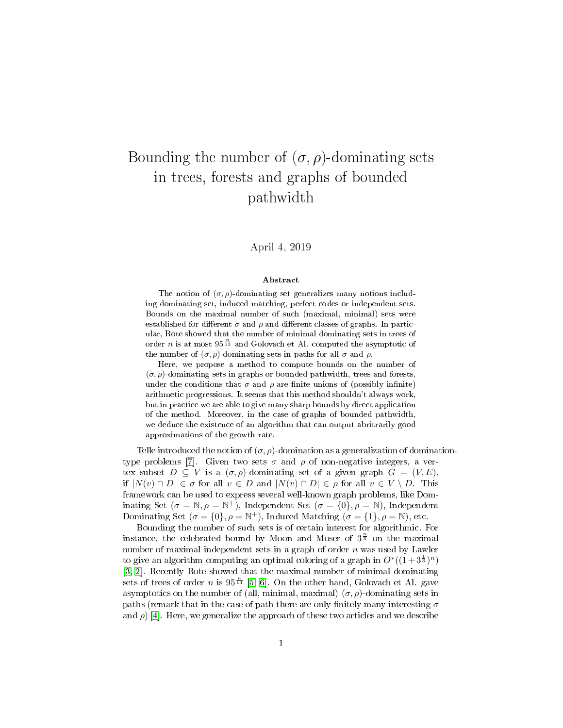# Bounding the number of $(\sigma, \rho)$-dominating sets in trees, forests and graphs of bounded pathwidth

April 4, 2019

### Abstract

The notion of $(\sigma, \rho)$-dominating set generalizes many notions including dominating set, induced matching, perfect codes or independent sets. Bounds on the maximal number of such (maximal, minimal) sets were established for different $\sigma$ and $\rho$ and different classes of graphs. In particular, Rote showed that the number of minimal dominating sets in trees of order $n$ is at most $95^{\frac{n}{13}}$ and Golovach et Al. computed the asymptotic of the number of $(\sigma, \rho)$-dominating sets in paths for all $\sigma$ and $\rho$.

Here, we propose a method to compute bounds on the number of $(\sigma, \rho)$-dominating sets in graphs or bounded pathwidth, trees and forests, under the conditions that $\sigma$ and $\rho$ are finite unions of (possibly infinite) arithmetic progressions. It seems that this method shouldn't always work, but in practice we are able to give many sharp bounds by direct application of the method. Moreover, in the case of graphs of bounded pathwidth, we deduce the existence of an algorithm that can output abritrarily good approximations of the growth rate.

Telle introduced the notion of $(\sigma, \rho)$-domination as a generalization of domination-type problems [7]. Given two sets $\sigma$ and $\rho$ of non-negative integers, a vertex subset $D \subseteq V$ is a $(\sigma, \rho)$-dominating set of a given graph $G = (V, E)$, if $|N(v) \cap D| \in \sigma$ for all $v \in D$ and $|N(v) \cap D| \in \rho$ for all $v \in V \setminus D$. This framework can be used to express several well-known graph problems, like Dominating Set ($\sigma = \mathbb{N}, \rho = \mathbb{N}^+$), Independent Set ($\sigma = \{0\}, \rho = \mathbb{N}$), Independent Dominating Set ($\sigma = \{0\}, \rho = \mathbb{N}^+$), Induced Matching ($\sigma = \{1\}, \rho = \mathbb{N}$), etc.

Bounding the number of such sets is of certain interest for algorithmic. For instance, the celebrated bound by Moon and Moser of $3^{\frac{n}{3}}$ on the maximal number of maximal independent sets in a graph of order $n$ was used by Lawler to give an algorithm computing an optimal coloring of a graph in $O^*((1 + 3^{\frac{1}{3}})^n)$ [3, 2]. Recently Rote showed that the maximal number of minimal dominating sets of trees of order $n$ is $95^{\frac{n}{13}}$ [5, 6]. On the other hand, Golovach et Al. gave asymptotics on the number of (all, minimal, maximal) $(\sigma, \rho)$-dominating sets in paths (remark that in the case of path there are only finitely many interesting $\sigma$ and $\rho$) [4]. Here, we generalize the approach of these two articles and we describe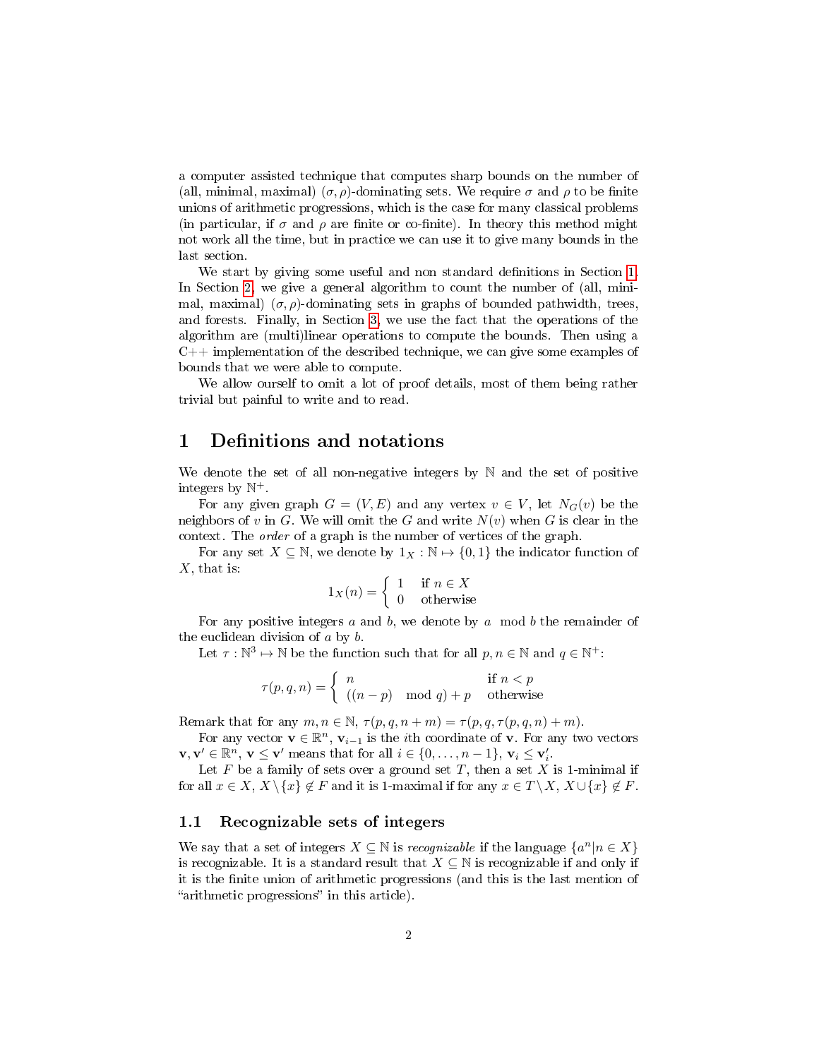a computer assisted technique that computes sharp bounds on the number of (all, minimal, maximal) $(\sigma, \rho)$-dominating sets. We require $\sigma$ and $\rho$ to be finite unions of arithmetic progressions, which is the case for many classical problems (in particular, if $\sigma$ and $\rho$ are finite or co-finite). In theory this method might not work all the time, but in practice we can use it to give many bounds in the last section.

We start by giving some useful and non standard definitions in Section 1. In Section 2, we give a general algorithm to count the number of (all, minimal, maximal) $(\sigma, \rho)$-dominating sets in graphs of bounded pathwidth, trees, and forests. Finally, in Section 3, we use the fact that the operations of the algorithm are (multi)linear operations to compute the bounds. Then using a C++ implementation of the described technique, we can give some examples of bounds that we were able to compute.

We allow ourself to omit a lot of proof details, most of them being rather trivial but painful to write and to read.

# 1 Definitions and notations

We denote the set of all non-negative integers by $\mathbb{N}$ and the set of positive integers by $\mathbb{N}^+$.

For any given graph $G = (V, E)$ and any vertex $v \in V$, let $N_G(v)$ be the neighbors of $v$ in $G$. We will omit the $G$ and write $N(v)$ when $G$ is clear in the context. The *order* of a graph is the number of vertices of the graph.

For any set $X \subseteq \mathbb{N}$, we denote by $1_X : \mathbb{N} \mapsto \{0, 1\}$ the indicator function of $X$, that is:

$$1_X(n) = \begin{cases} 1 & \text{if } n \in X \\ 0 & \text{otherwise} \end{cases}$$

For any positive integers $a$ and $b$, we denote by $a \mod b$ the remainder of the euclidean division of $a$ by $b$.

Let $\tau : \mathbb{N}^3 \mapsto \mathbb{N}$ be the function such that for all $p, n \in \mathbb{N}$ and $q \in \mathbb{N}^+$:

$$\tau(p, q, n) = \begin{cases} n & \text{if } n < p \\ ((n - p) \mod q) + p & \text{otherwise} \end{cases}$$

Remark that for any $m, n \in \mathbb{N}$, $\tau(p, q, n + m) = \tau(p, q, \tau(p, q, n) + m)$.

For any vector $\mathbf{v} \in \mathbb{R}^n$, $\mathbf{v}_{i-1}$ is the $i$th coordinate of $\mathbf{v}$. For any two vectors $\mathbf{v}, \mathbf{v}' \in \mathbb{R}^n$, $\mathbf{v} \leq \mathbf{v}'$ means that for all $i \in \{0, \ldots, n-1\}$, $\mathbf{v}_i \leq \mathbf{v}'_i$.

Let $F$ be a family of sets over a ground set $T$, then a set $X$ is 1-minimal if for all $x \in X$, $X \setminus \{x\} \notin F$ and it is 1-maximal if for any $x \in T \setminus X$, $X \cup \{x\} \notin F$.

## 1.1 Recognizable sets of integers

We say that a set of integers $X \subseteq \mathbb{N}$ is *recognizable* if the language $\{a^n | n \in X\}$ is recognizable. It is a standard result that $X \subseteq \mathbb{N}$ is recognizable if and only if it is the finite union of arithmetic progressions (and this is the last mention of "arithmetic progressions" in this article).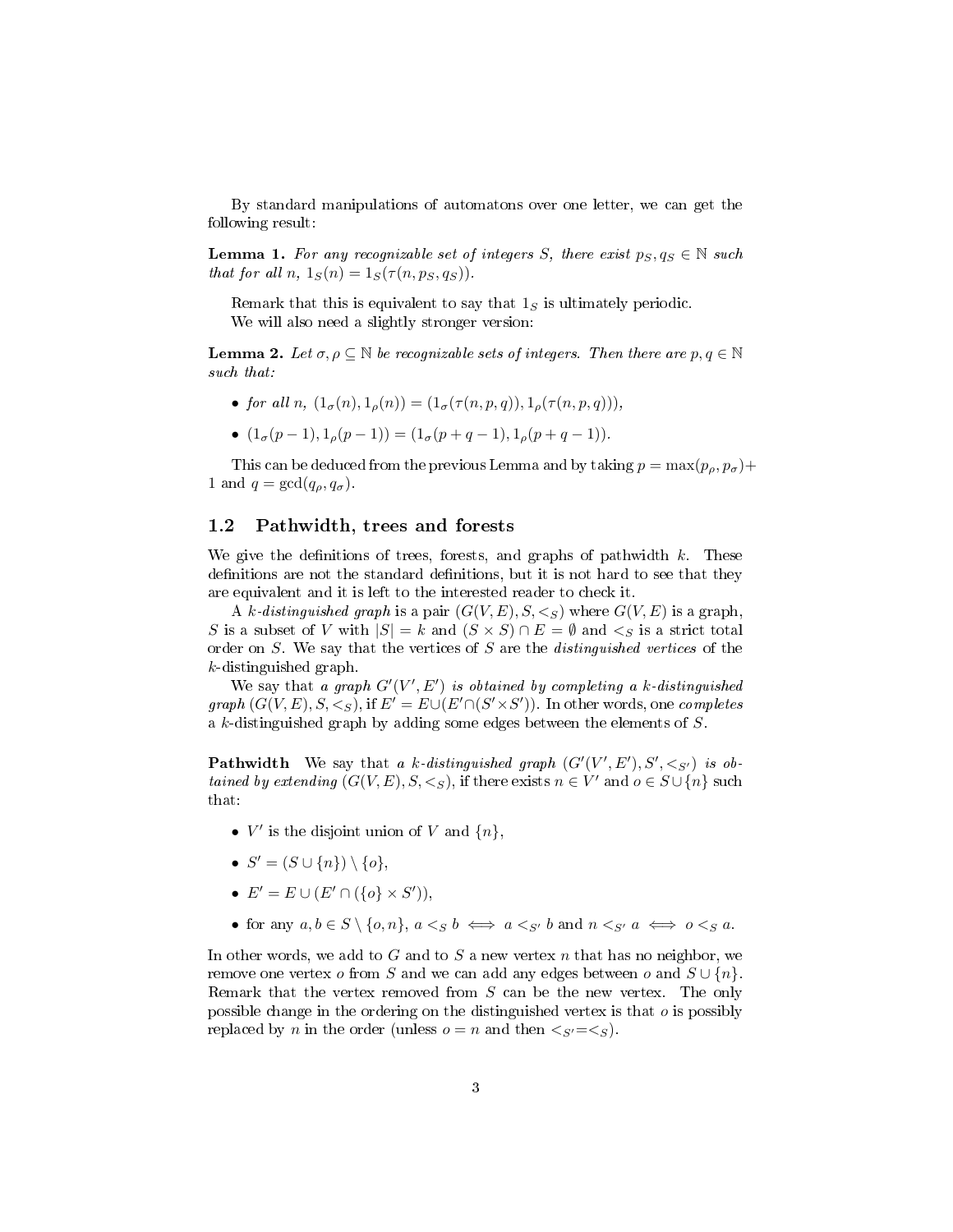By standard manipulations of automatons over one letter, we can get the following result:

**Lemma 1.** *For any recognizable set of integers $S$, there exist $p_S, q_S \in \mathbb{N}$ such that for all $n$, $1_S(n) = 1_S(\tau(n, p_S, q_S))$.*

Remark that this is equivalent to say that $1_S$ is ultimately periodic.

We will also need a slightly stronger version:

**Lemma 2.** *Let $\sigma, \rho \subseteq \mathbb{N}$ be recognizable sets of integers. Then there are $p, q \in \mathbb{N}$ such that:*

- *for all $n$, $(1_\sigma(n), 1_\rho(n)) = (1_\sigma(\tau(n, p, q)), 1_\rho(\tau(n, p, q)))$,*
- *$(1_\sigma(p-1), 1_\rho(p-1)) = (1_\sigma(p+q-1), 1_\rho(p+q-1))$.*

This can be deduced from the previous Lemma and by taking $p = \max(p_\rho, p_\sigma) + 1$ and $q = \gcd(q_\rho, q_\sigma)$.

## 1.2 Pathwidth, trees and forests

We give the definitions of trees, forests, and graphs of pathwidth $k$. These definitions are not the standard definitions, but it is not hard to see that they are equivalent and it is left to the interested reader to check it.

A *$k$-distinguished graph* is a pair $(G(V, E), S, <_S)$ where $G(V, E)$ is a graph, $S$ is a subset of $V$ with $|S| = k$ and $(S \times S) \cap E = \emptyset$ and $<_S$ is a strict total order on $S$. We say that the vertices of $S$ are the *distinguished vertices* of the $k$-distinguished graph.

We say that *a graph $G'(V', E')$ is obtained by completing a $k$-distinguished graph* $(G(V, E), S, <_S)$, if $E' = E \cup (E' \cap (S' \times S'))$. In other words, one *completes* a $k$-distinguished graph by adding some edges between the elements of $S$.

**Pathwidth** We say that *a $k$-distinguished graph $(G'(V', E'), S', <_{S'})$ is obtained by extending* $(G(V, E), S, <_S)$, if there exists $n \in V'$ and $o \in S \cup \{n\}$ such that:

- $V'$ is the disjoint union of $V$ and $\{n\}$,
- $S' = (S \cup \{n\}) \setminus \{o\}$,
- $E' = E \cup (E' \cap (\{o\} \times S'))$,
- for any $a, b \in S \setminus \{o, n\}$, $a <_S b \iff a <_{S'} b$ and $n <_{S'} a \iff o <_S a$.

In other words, we add to $G$ and to $S$ a new vertex $n$ that has no neighbor, we remove one vertex $o$ from $S$ and we can add any edges between $o$ and $S \cup \{n\}$. Remark that the vertex removed from $S$ can be the new vertex. The only possible change in the ordering on the distinguished vertex is that $o$ is possibly replaced by $n$ in the order (unless $o = n$ and then $<_{S'} = <_S$).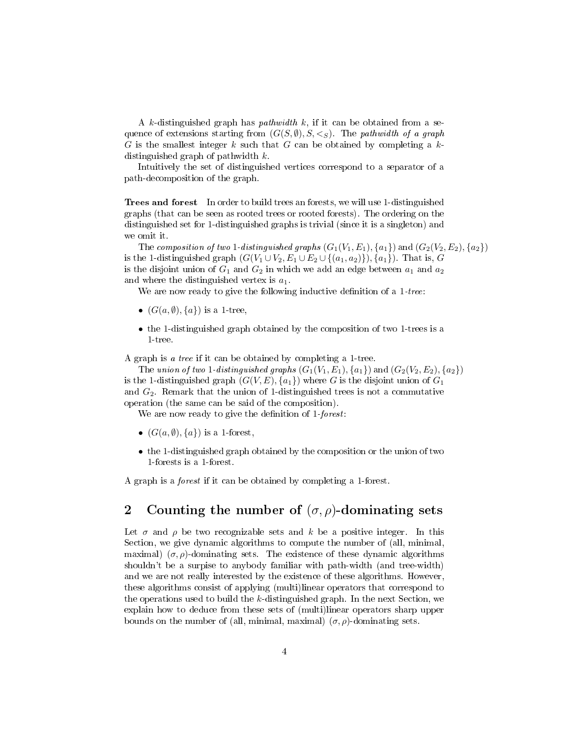A $k$-distinguished graph has *pathwidth* $k$, if it can be obtained from a sequence of extensions starting from $(G(S, \emptyset), S, <_S)$. The *pathwidth of a graph* $G$ is the smallest integer $k$ such that $G$ can be obtained by completing a $k$-distinguished graph of pathwidth $k$.

Intuitively the set of distinguished vertices correspond to a separator of a path-decomposition of the graph.

**Trees and forest** In order to build trees an forests, we will use 1-distinguished graphs (that can be seen as rooted trees or rooted forests). The ordering on the distinguished set for 1-distinguished graphs is trivial (since it is a singleton) and we omit it.

The *composition of two 1-distinguished graphs* $(G_1(V_1, E_1), \{a_1\})$ and $(G_2(V_2, E_2), \{a_2\})$ is the 1-distinguished graph $(G(V_1 \cup V_2, E_1 \cup E_2 \cup \{(a_1, a_2)\}), \{a_1\})$. That is, $G$ is the disjoint union of $G_1$ and $G_2$ in which we add an edge between $a_1$ and $a_2$ and where the distinguished vertex is $a_1$.

We are now ready to give the following inductive definition of a *1-tree*:

- $(G(a, \emptyset), \{a\})$ is a 1-tree,
- the 1-distinguished graph obtained by the composition of two 1-trees is a 1-tree.

A graph is *a tree* if it can be obtained by completing a 1-tree.

The *union of two 1-distinguished graphs* $(G_1(V_1, E_1), \{a_1\})$ and $(G_2(V_2, E_2), \{a_2\})$ is the 1-distinguished graph $(G(V, E), \{a_1\})$ where $G$ is the disjoint union of $G_1$ and $G_2$. Remark that the union of 1-distinguished trees is not a commutative operation (the same can be said of the composition).

We are now ready to give the definition of *1-forest*:

- $(G(a, \emptyset), \{a\})$ is a 1-forest,
- the 1-distinguished graph obtained by the composition or the union of two 1-forests is a 1-forest.

A graph is a *forest* if it can be obtained by completing a 1-forest.

## 2 Counting the number of $(\sigma, \rho)$-dominating sets

Let $\sigma$ and $\rho$ be two recognizable sets and $k$ be a positive integer. In this Section, we give dynamic algorithms to compute the number of (all, minimal, maximal) $(\sigma, \rho)$-dominating sets. The existence of these dynamic algorithms shouldn't be a surpise to anybody familiar with path-width (and tree-width) and we are not really interested by the existence of these algorithms. However, these algorithms consist of applying (multi)linear operators that correspond to the operations used to build the $k$-distinguished graph. In the next Section, we explain how to deduce from these sets of (multi)linear operators sharp upper bounds on the number of (all, minimal, maximal) $(\sigma, \rho)$-dominating sets.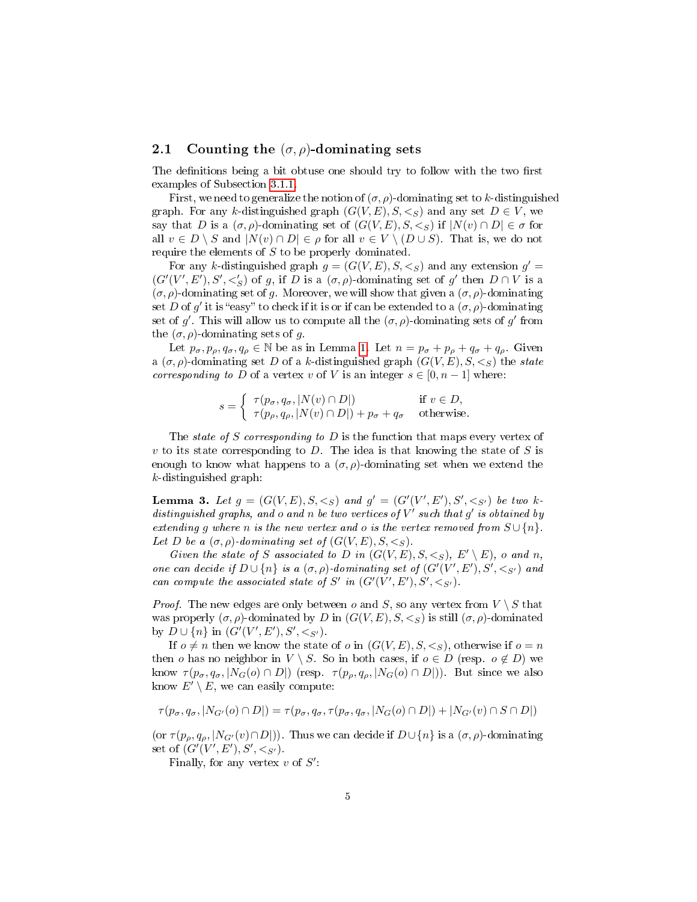## 2.1 Counting the $(\sigma, \rho)$-dominating sets

The definitions being a bit obtuse one should try to follow with the two first examples of Subsection 3.1.1.

First, we need to generalize the notion of $(\sigma, \rho)$-dominating set to $k$-distinguished graph. For any $k$-distinguished graph $(G(V, E), S, <_S)$ and any set $D \in V$, we say that $D$ is a $(\sigma, \rho)$-dominating set of $(G(V, E), S, <_S)$ if $|N(v) \cap D| \in \sigma$ for all $v \in D \setminus S$ and $|N(v) \cap D| \in \rho$ for all $v \in V \setminus (D \cup S)$. That is, we do not require the elements of $S$ to be properly dominated.

For any $k$-distinguished graph $g = (G(V, E), S, <_S)$ and any extension $g' = (G'(V', E'), S', <'_S)$ of $g$, if $D$ is a $(\sigma, \rho)$-dominating set of $g'$ then $D \cap V$ is a $(\sigma, \rho)$-dominating set of $g$. Moreover, we will show that given a $(\sigma, \rho)$-dominating set $D$ of $g'$ it is "easy" to check if it is or if can be extended to a $(\sigma, \rho)$-dominating set of $g'$. This will allow us to compute all the $(\sigma, \rho)$-dominating sets of $g'$ from the $(\sigma, \rho)$-dominating sets of $g$.

Let $p_\sigma, p_\rho, q_\sigma, q_\rho \in \mathbb{N}$ be as in Lemma 1. Let $n = p_\sigma + p_\rho + q_\sigma + q_\rho$. Given a $(\sigma, \rho)$-dominating set $D$ of a $k$-distinguished graph $(G(V, E), S, <_S)$ the *state corresponding to* $D$ of a vertex $v$ of $V$ is an integer $s \in [0, n-1]$ where:

$$s = \begin{cases} \tau(p_\sigma, q_\sigma, |N(v) \cap D|) & \text{if } v \in D, \\ \tau(p_\rho, q_\rho, |N(v) \cap D|) + p_\sigma + q_\sigma & \text{otherwise.} \end{cases}$$

The *state of* $S$ *corresponding to* $D$ is the function that maps every vertex of $v$ to its state corresponding to $D$. The idea is that knowing the state of $S$ is enough to know what happens to a $(\sigma, \rho)$-dominating set when we extend the $k$-distinguished graph:

**Lemma 3.** *Let $g = (G(V, E), S, <_S)$ and $g' = (G'(V', E'), S', <_{S'})$ be two $k$-distinguished graphs, and $o$ and $n$ be two vertices of $V'$ such that $g'$ is obtained by extending $g$ where $n$ is the new vertex and $o$ is the vertex removed from $S \cup \{n\}$. Let $D$ be a $(\sigma, \rho)$-dominating set of $(G(V, E), S, <_S)$.*

*Given the state of $S$ associated to $D$ in $(G(V, E), S, <_S)$, $E' \setminus E$), $o$ and $n$, one can decide if $D \cup \{n\}$ is a $(\sigma, \rho)$-dominating set of $(G'(V', E'), S', <_{S'})$ and can compute the associated state of $S'$ in $(G'(V', E'), S', <_{S'})$.*

*Proof.* The new edges are only between $o$ and $S$, so any vertex from $V \setminus S$ that was properly $(\sigma, \rho)$-dominated by $D$ in $(G(V, E), S, <_S)$ is still $(\sigma, \rho)$-dominated by $D \cup \{n\}$ in $(G'(V', E'), S', <_{S'})$.

If $o \neq n$ then we know the state of $o$ in $(G(V, E), S, <_S)$, otherwise if $o = n$ then $o$ has no neighbor in $V \setminus S$. So in both cases, if $o \in D$ (resp. $o \notin D$) we know $\tau(p_\sigma, q_\sigma, |N_G(o) \cap D|)$ (resp. $\tau(p_\rho, q_\rho, |N_G(o) \cap D|)$). But since we also know $E' \setminus E$, we can easily compute:

$$\tau(p_\sigma, q_\sigma, |N_{G'}(o) \cap D|) = \tau(p_\sigma, q_\sigma, \tau(p_\sigma, q_\sigma, |N_G(o) \cap D|) + |N_{G'}(v) \cap S \cap D|)$$

(or $\tau(p_\rho, q_\rho, |N_{G'}(v) \cap D|)$). Thus we can decide if $D \cup \{n\}$ is a $(\sigma, \rho)$-dominating set of $(G'(V', E'), S', <_{S'})$.

Finally, for any vertex $v$ of $S'$: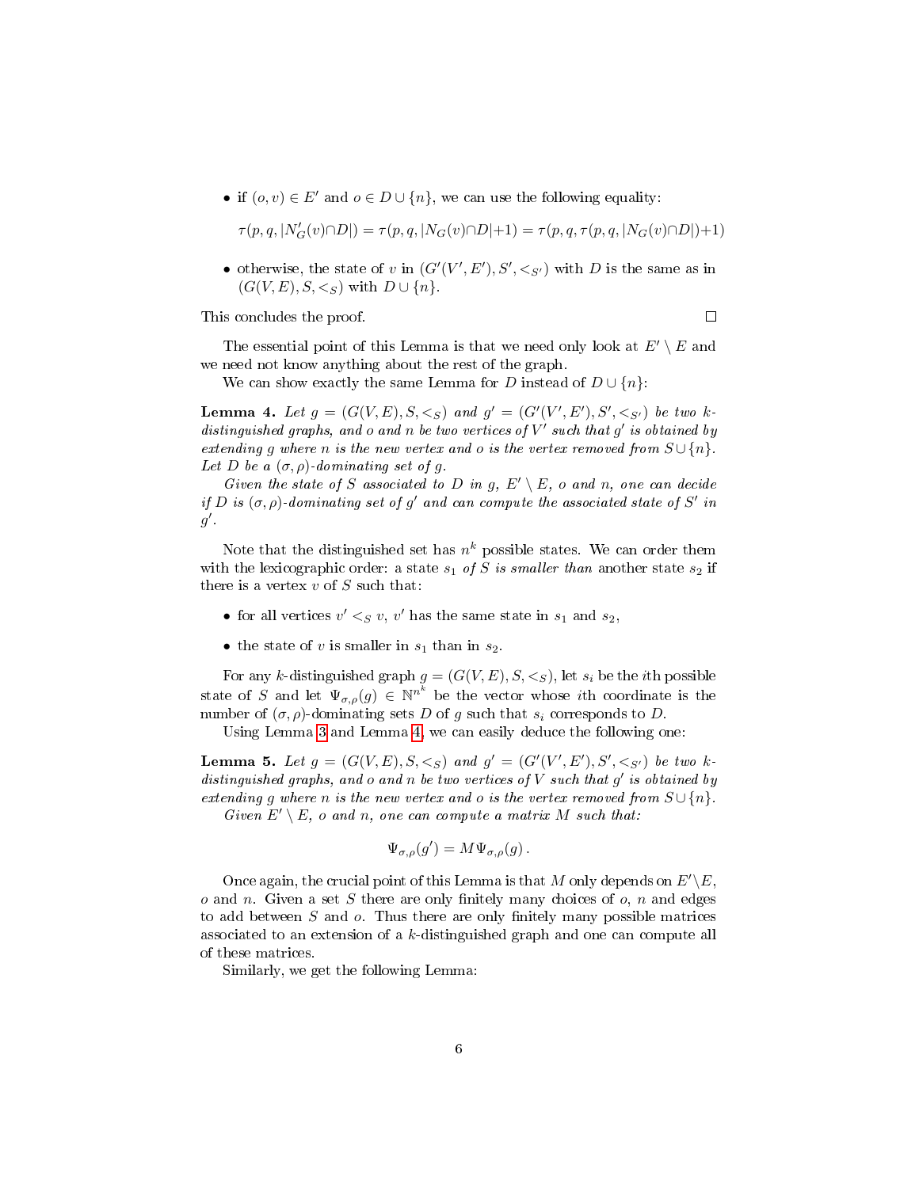- if $(o, v) \in E'$ and $o \in D \cup \{n\}$, we can use the following equality:

  $$\tau(p, q, |N_G'(v) \cap D|) = \tau(p, q, |N_G(v) \cap D| + 1) = \tau(p, q, \tau(p, q, |N_G(v) \cap D|) + 1)$$

- otherwise, the state of $v$ in $(G'(V', E'), S', <_{S'})$ with $D$ is the same as in $(G(V, E), S, <_S)$ with $D \cup \{n\}$.

This concludes the proof. □

The essential point of this Lemma is that we need only look at $E' \setminus E$ and we need not know anything about the rest of the graph.

We can show exactly the same Lemma for $D$ instead of $D \cup \{n\}$:

**Lemma 4.** *Let $g = (G(V, E), S, <_S)$ and $g' = (G'(V', E'), S', <_{S'})$ be two $k$-distinguished graphs, and $o$ and $n$ be two vertices of $V'$ such that $g'$ is obtained by extending $g$ where $n$ is the new vertex and $o$ is the vertex removed from $S \cup \{n\}$. Let $D$ be a $(\sigma, \rho)$-dominating set of $g$.*

*Given the state of $S$ associated to $D$ in $g$, $E' \setminus E$, $o$ and $n$, one can decide if $D$ is $(\sigma, \rho)$-dominating set of $g'$ and can compute the associated state of $S'$ in $g'$.*

Note that the distinguished set has $n^k$ possible states. We can order them with the lexicographic order: a state $s_1$ *of $S$ is smaller than* another state $s_2$ if there is a vertex $v$ of $S$ such that:

- for all vertices $v' <_S v$, $v'$ has the same state in $s_1$ and $s_2$,
- the state of $v$ is smaller in $s_1$ than in $s_2$.

For any $k$-distinguished graph $g = (G(V, E), S, <_S)$, let $s_i$ be the $i$th possible state of $S$ and let $\Psi_{\sigma,\rho}(g) \in \mathbb{N}^{n^k}$ be the vector whose $i$th coordinate is the number of $(\sigma, \rho)$-dominating sets $D$ of $g$ such that $s_i$ corresponds to $D$.

Using Lemma 3 and Lemma 4, we can easily deduce the following one:

**Lemma 5.** *Let $g = (G(V, E), S, <_S)$ and $g' = (G'(V', E'), S', <_{S'})$ be two $k$-distinguished graphs, and $o$ and $n$ be two vertices of $V$ such that $g'$ is obtained by extending $g$ where $n$ is the new vertex and $o$ is the vertex removed from $S \cup \{n\}$.*

*Given $E' \setminus E$, $o$ and $n$, one can compute a matrix $M$ such that:*

$$\Psi_{\sigma,\rho}(g') = M \Psi_{\sigma,\rho}(g) \,.$$

Once again, the crucial point of this Lemma is that $M$ only depends on $E' \setminus E$, $o$ and $n$. Given a set $S$ there are only finitely many choices of $o$, $n$ and edges to add between $S$ and $o$. Thus there are only finitely many possible matrices associated to an extension of a $k$-distinguished graph and one can compute all of these matrices.

Similarly, we get the following Lemma: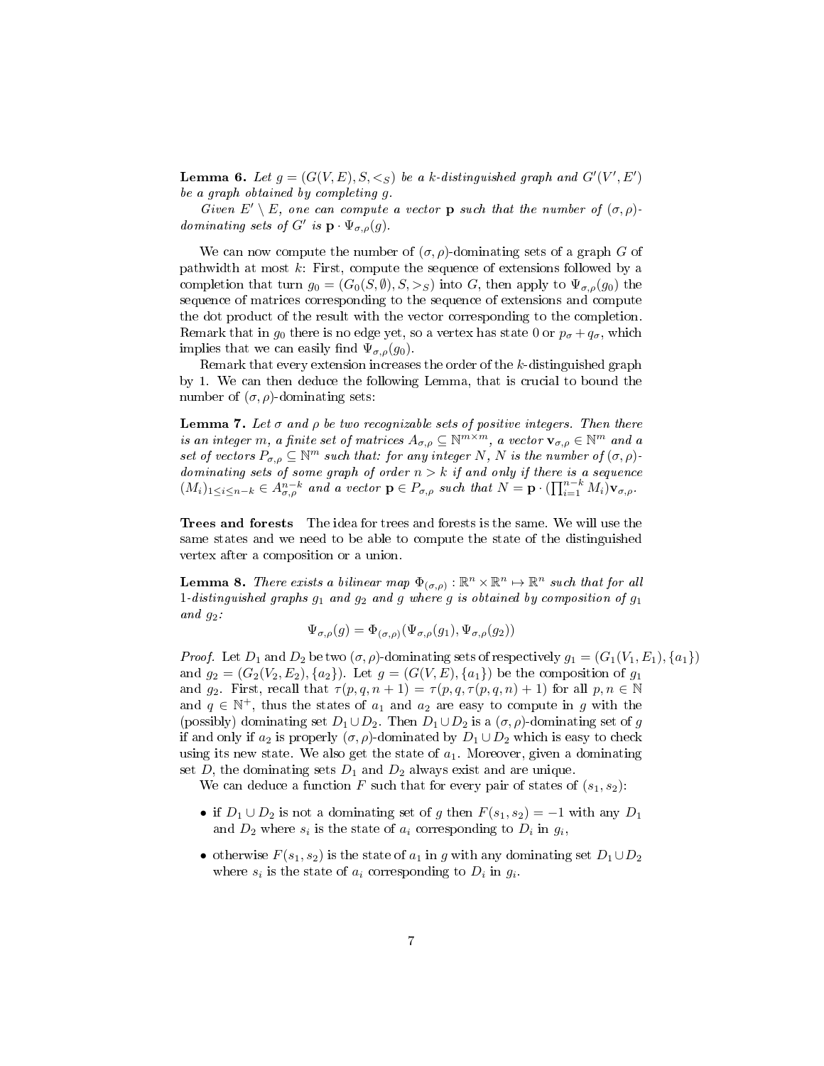**Lemma 6.** *Let $g = (G(V, E), S, <_S)$ be a $k$-distinguished graph and $G'(V', E')$ be a graph obtained by completing $g$.*

*Given $E' \setminus E$, one can compute a vector $\mathbf{p}$ such that the number of $(\sigma, \rho)$-dominating sets of $G'$ is $\mathbf{p} \cdot \Psi_{\sigma,\rho}(g)$.*

We can now compute the number of $(\sigma, \rho)$-dominating sets of a graph $G$ of pathwidth at most $k$: First, compute the sequence of extensions followed by a completion that turn $g_0 = (G_0(S, \emptyset), S, >_S)$ into $G$, then apply to $\Psi_{\sigma,\rho}(g_0)$ the sequence of matrices corresponding to the sequence of extensions and compute the dot product of the result with the vector corresponding to the completion. Remark that in $g_0$ there is no edge yet, so a vertex has state 0 or $p_\sigma + q_\sigma$, which implies that we can easily find $\Psi_{\sigma,\rho}(g_0)$.

Remark that every extension increases the order of the $k$-distinguished graph by 1. We can then deduce the following Lemma, that is crucial to bound the number of $(\sigma, \rho)$-dominating sets:

**Lemma 7.** *Let $\sigma$ and $\rho$ be two recognizable sets of positive integers. Then there is an integer $m$, a finite set of matrices $A_{\sigma,\rho} \subseteq \mathbb{N}^{m \times m}$, a vector $\mathbf{v}_{\sigma,\rho} \in \mathbb{N}^m$ and a set of vectors $P_{\sigma,\rho} \subseteq \mathbb{N}^m$ such that: for any integer $N$, $N$ is the number of $(\sigma, \rho)$-dominating sets of some graph of order $n > k$ if and only if there is a sequence $(M_i)_{1 \leq i \leq n-k} \in A_{\sigma,\rho}^{n-k}$ and a vector $\mathbf{p} \in P_{\sigma,\rho}$ such that $N = \mathbf{p} \cdot (\prod_{i=1}^{n-k} M_i)\mathbf{v}_{\sigma,\rho}$.*

**Trees and forests** The idea for trees and forests is the same. We will use the same states and we need to be able to compute the state of the distinguished vertex after a composition or a union.

**Lemma 8.** *There exists a bilinear map $\Phi_{(\sigma,\rho)} : \mathbb{R}^n \times \mathbb{R}^n \mapsto \mathbb{R}^n$ such that for all 1-distinguished graphs $g_1$ and $g_2$ and $g$ where $g$ is obtained by composition of $g_1$ and $g_2$:*

$$\Psi_{\sigma,\rho}(g) = \Phi_{(\sigma,\rho)}(\Psi_{\sigma,\rho}(g_1), \Psi_{\sigma,\rho}(g_2))$$

*Proof.* Let $D_1$ and $D_2$ be two $(\sigma, \rho)$-dominating sets of respectively $g_1 = (G_1(V_1, E_1), \{a_1\})$ and $g_2 = (G_2(V_2, E_2), \{a_2\})$. Let $g = (G(V, E), \{a_1\})$ be the composition of $g_1$ and $g_2$. First, recall that $\tau(p, q, n + 1) = \tau(p, q, \tau(p, q, n) + 1)$ for all $p, n \in \mathbb{N}$ and $q \in \mathbb{N}^+$, thus the states of $a_1$ and $a_2$ are easy to compute in $g$ with the (possibly) dominating set $D_1 \cup D_2$. Then $D_1 \cup D_2$ is a $(\sigma, \rho)$-dominating set of $g$ if and only if $a_2$ is properly $(\sigma, \rho)$-dominated by $D_1 \cup D_2$ which is easy to check using its new state. We also get the state of $a_1$. Moreover, given a dominating set $D$, the dominating sets $D_1$ and $D_2$ always exist and are unique.

We can deduce a function $F$ such that for every pair of states of $(s_1, s_2)$:

- if $D_1 \cup D_2$ is not a dominating set of $g$ then $F(s_1, s_2) = -1$ with any $D_1$ and $D_2$ where $s_i$ is the state of $a_i$ corresponding to $D_i$ in $g_i$,
- otherwise $F(s_1, s_2)$ is the state of $a_1$ in $g$ with any dominating set $D_1 \cup D_2$ where $s_i$ is the state of $a_i$ corresponding to $D_i$ in $g_i$.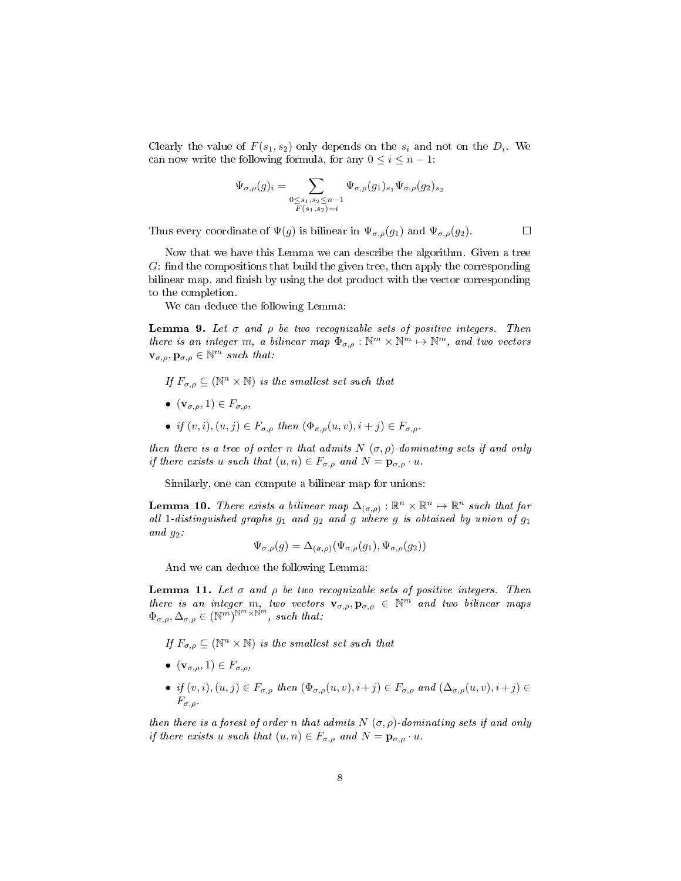Clearly the value of $F(s_1, s_2)$ only depends on the $s_i$ and not on the $D_i$. We can now write the following formula, for any $0 \leq i \leq n-1$:

$$\Psi_{\sigma,\rho}(g)_i = \sum_{\substack{0 \leq s_1, s_2 \leq n-1 \\ F(s_1,s_2)=i}} \Psi_{\sigma,\rho}(g_1)_{s_1} \Psi_{\sigma,\rho}(g_2)_{s_2}$$

Thus every coordinate of $\Psi(g)$ is bilinear in $\Psi_{\sigma,\rho}(g_1)$ and $\Psi_{\sigma,\rho}(g_2)$. $\square$

Now that we have this Lemma we can describe the algorithm. Given a tree $G$: find the compositions that build the given tree, then apply the corresponding bilinear map, and finish by using the dot product with the vector corresponding to the completion.

We can deduce the following Lemma:

**Lemma 9.** *Let $\sigma$ and $\rho$ be two recognizable sets of positive integers. Then there is an integer $m$, a bilinear map $\Phi_{\sigma,\rho} : \mathbb{N}^m \times \mathbb{N}^m \mapsto \mathbb{N}^m$, and two vectors $\mathbf{v}_{\sigma,\rho}, \mathbf{p}_{\sigma,\rho} \in \mathbb{N}^m$ such that:*

*If $F_{\sigma,\rho} \subseteq (\mathbb{N}^n \times \mathbb{N})$ is the smallest set such that*

- *$(\mathbf{v}_{\sigma,\rho}, 1) \in F_{\sigma,\rho}$,*
- *if $(v, i), (u, j) \in F_{\sigma,\rho}$ then $(\Phi_{\sigma,\rho}(u, v), i + j) \in F_{\sigma,\rho}$.*

*then there is a tree of order $n$ that admits $N$ $(\sigma, \rho)$-dominating sets if and only if there exists $u$ such that $(u, n) \in F_{\sigma,\rho}$ and $N = \mathbf{p}_{\sigma,\rho} \cdot u$.*

Similarly, one can compute a bilinear map for unions:

**Lemma 10.** *There exists a bilinear map $\Delta_{(\sigma,\rho)} : \mathbb{R}^n \times \mathbb{R}^n \mapsto \mathbb{R}^n$ such that for all 1-distinguished graphs $g_1$ and $g_2$ and $g$ where $g$ is obtained by union of $g_1$ and $g_2$:*

$$\Psi_{\sigma,\rho}(g) = \Delta_{(\sigma,\rho)}(\Psi_{\sigma,\rho}(g_1), \Psi_{\sigma,\rho}(g_2))$$

And we can deduce the following Lemma:

**Lemma 11.** *Let $\sigma$ and $\rho$ be two recognizable sets of positive integers. Then there is an integer $m$, two vectors $\mathbf{v}_{\sigma,\rho}, \mathbf{p}_{\sigma,\rho} \in \mathbb{N}^m$ and two bilinear maps $\Phi_{\sigma,\rho}, \Delta_{\sigma,\rho} \in (\mathbb{N}^m)^{\mathbb{N}^m \times \mathbb{N}^m}$, such that:*

*If $F_{\sigma,\rho} \subseteq (\mathbb{N}^n \times \mathbb{N})$ is the smallest set such that*

- *$(\mathbf{v}_{\sigma,\rho}, 1) \in F_{\sigma,\rho}$,*
- *if $(v, i), (u, j) \in F_{\sigma,\rho}$ then $(\Phi_{\sigma,\rho}(u, v), i+j) \in F_{\sigma,\rho}$ and $(\Delta_{\sigma,\rho}(u, v), i+j) \in F_{\sigma,\rho}$.*

*then there is a forest of order $n$ that admits $N$ $(\sigma, \rho)$-dominating sets if and only if there exists $u$ such that $(u, n) \in F_{\sigma,\rho}$ and $N = \mathbf{p}_{\sigma,\rho} \cdot u$.*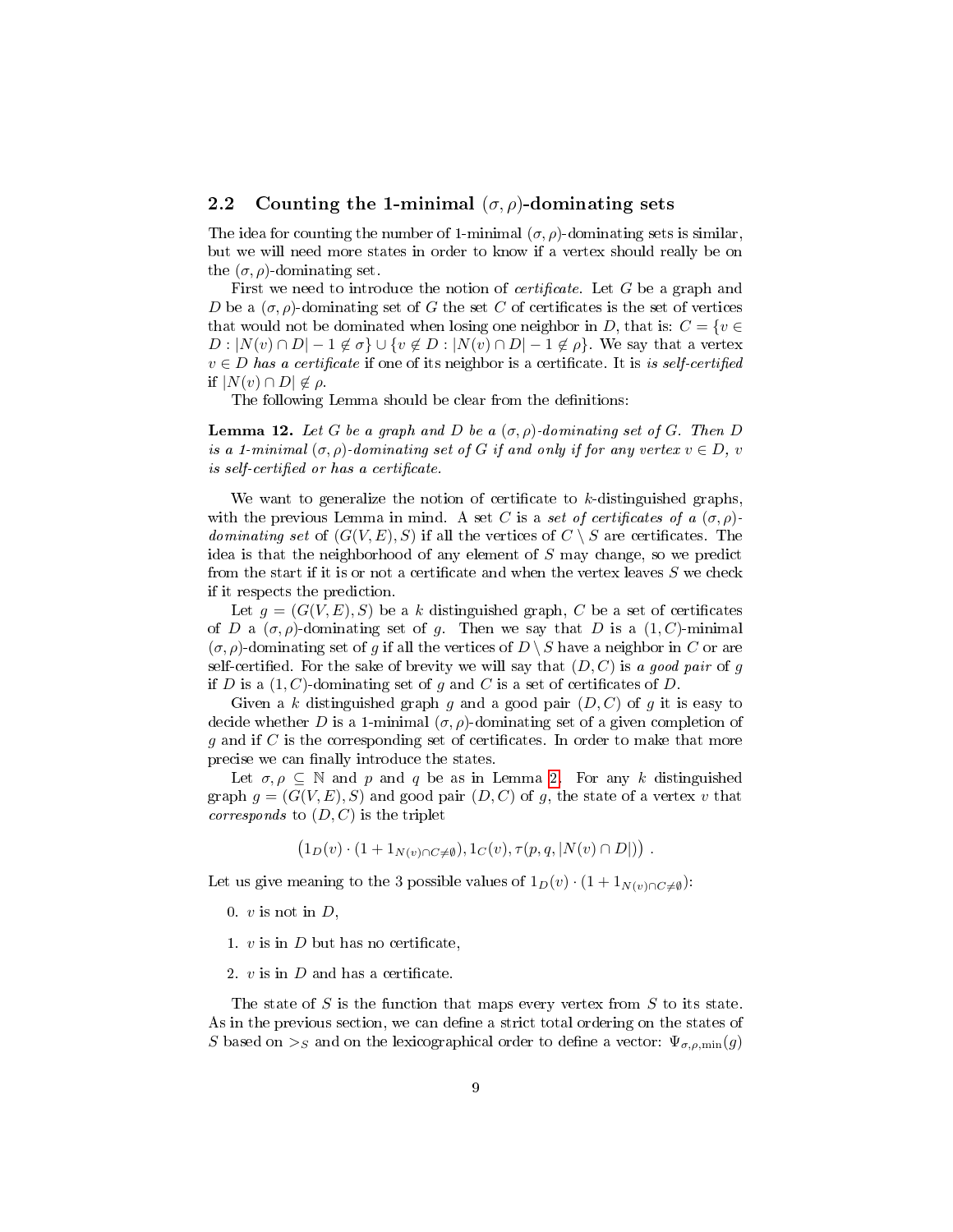## 2.2 Counting the 1-minimal $(\sigma, \rho)$-dominating sets

The idea for counting the number of 1-minimal $(\sigma, \rho)$-dominating sets is similar, but we will need more states in order to know if a vertex should really be on the $(\sigma, \rho)$-dominating set.

First we need to introduce the notion of *certificate*. Let $G$ be a graph and $D$ be a $(\sigma, \rho)$-dominating set of $G$ the set $C$ of certificates is the set of vertices that would not be dominated when losing one neighbor in $D$, that is: $C = \{v \in D : |N(v) \cap D| - 1 \notin \sigma\} \cup \{v \notin D : |N(v) \cap D| - 1 \notin \rho\}$. We say that a vertex $v \in D$ *has a certificate* if one of its neighbor is a certificate. It is *is self-certified* if $|N(v) \cap D| \notin \rho$.

The following Lemma should be clear from the definitions:

**Lemma 12.** *Let $G$ be a graph and $D$ be a $(\sigma, \rho)$-dominating set of $G$. Then $D$ is a 1-minimal $(\sigma, \rho)$-dominating set of $G$ if and only if for any vertex $v \in D$, $v$ is self-certified or has a certificate.*

We want to generalize the notion of certificate to $k$-distinguished graphs, with the previous Lemma in mind. A set $C$ is a *set of certificates of a $(\sigma, \rho)$-dominating set* of $(G(V, E), S)$ if all the vertices of $C \setminus S$ are certificates. The idea is that the neighborhood of any element of $S$ may change, so we predict from the start if it is or not a certificate and when the vertex leaves $S$ we check if it respects the prediction.

Let $g = (G(V, E), S)$ be a $k$ distinguished graph, $C$ be a set of certificates of $D$ a $(\sigma, \rho)$-dominating set of $g$. Then we say that $D$ is a $(1, C)$-minimal $(\sigma, \rho)$-dominating set of $g$ if all the vertices of $D \setminus S$ have a neighbor in $C$ or are self-certified. For the sake of brevity we will say that $(D, C)$ is *a good pair* of $g$ if $D$ is a $(1, C)$-dominating set of $g$ and $C$ is a set of certificates of $D$.

Given a $k$ distinguished graph $g$ and a good pair $(D, C)$ of $g$ it is easy to decide whether $D$ is a 1-minimal $(\sigma, \rho)$-dominating set of a given completion of $g$ and if $C$ is the corresponding set of certificates. In order to make that more precise we can finally introduce the states.

Let $\sigma, \rho \subseteq \mathbb{N}$ and $p$ and $q$ be as in Lemma 2. For any $k$ distinguished graph $g = (G(V, E), S)$ and good pair $(D, C)$ of $g$, the state of a vertex $v$ that *corresponds* to $(D, C)$ is the triplet

$$\left(1_D(v) \cdot (1 + 1_{N(v) \cap C \neq \emptyset}), 1_C(v), \tau(p, q, |N(v) \cap D|)\right) .$$

Let us give meaning to the 3 possible values of $1_D(v) \cdot (1 + 1_{N(v) \cap C \neq \emptyset})$:

0. $v$ is not in $D$,
1. $v$ is in $D$ but has no certificate,
2. $v$ is in $D$ and has a certificate.

The state of $S$ is the function that maps every vertex from $S$ to its state. As in the previous section, we can define a strict total ordering on the states of $S$ based on $>_S$ and on the lexicographical order to define a vector: $\Psi_{\sigma,\rho,\min}(g)$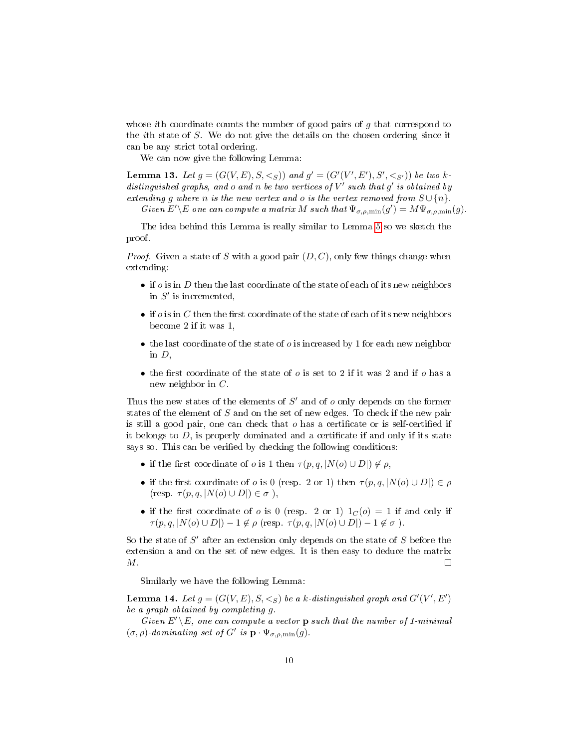whose $i$th coordinate counts the number of good pairs of $g$ that correspond to the $i$th state of $S$. We do not give the details on the chosen ordering since it can be any strict total ordering.

We can now give the following Lemma:

**Lemma 13.** *Let $g = (G(V,E), S, <_S))$ and $g' = (G'(V',E'), S', <_{S'}))$ be two $k$-distinguished graphs, and $o$ and $n$ be two vertices of $V'$ such that $g'$ is obtained by extending $g$ where $n$ is the new vertex and $o$ is the vertex removed from $S \cup \{n\}$.*

*Given $E' \backslash E$ one can compute a matrix $M$ such that $\Psi_{\sigma,\rho,\min}(g') = M\Psi_{\sigma,\rho,\min}(g)$.*

The idea behind this Lemma is really similar to Lemma 5 so we sketch the proof.

*Proof.* Given a state of $S$ with a good pair $(D, C)$, only few things change when extending:

- if $o$ is in $D$ then the last coordinate of the state of each of its new neighbors in $S'$ is incremented,
- if $o$ is in $C$ then the first coordinate of the state of each of its new neighbors become 2 if it was 1,
- the last coordinate of the state of $o$ is increased by 1 for each new neighbor in $D$,
- the first coordinate of the state of $o$ is set to 2 if it was 2 and if $o$ has a new neighbor in $C$.

Thus the new states of the elements of $S'$ and of $o$ only depends on the former states of the element of $S$ and on the set of new edges. To check if the new pair is still a good pair, one can check that $o$ has a certificate or is self-certified if it belongs to $D$, is properly dominated and a certificate if and only if its state says so. This can be verified by checking the following conditions:

- if the first coordinate of $o$ is 1 then $\tau(p, q, |N(o) \cup D|) \notin \rho$,
- if the first coordinate of $o$ is 0 (resp. 2 or 1) then $\tau(p, q, |N(o) \cup D|) \in \rho$ (resp. $\tau(p, q, |N(o) \cup D|) \in \sigma$ ),
- if the first coordinate of $o$ is 0 (resp. 2 or 1) $1_C(o) = 1$ if and only if $\tau(p, q, |N(o) \cup D|) - 1 \notin \rho$ (resp. $\tau(p, q, |N(o) \cup D|) - 1 \notin \sigma$ ).

So the state of $S'$ after an extension only depends on the state of $S$ before the extension a and on the set of new edges. It is then easy to deduce the matrix $M$. ◻

Similarly we have the following Lemma:

**Lemma 14.** *Let $g = (G(V,E), S, <_S)$ be a $k$-distinguished graph and $G'(V',E')$ be a graph obtained by completing $g$.*

*Given $E' \backslash E$, one can compute a vector $\mathbf{p}$ such that the number of 1-minimal $(\sigma, \rho)$-dominating set of $G'$ is $\mathbf{p} \cdot \Psi_{\sigma,\rho,\min}(g)$.*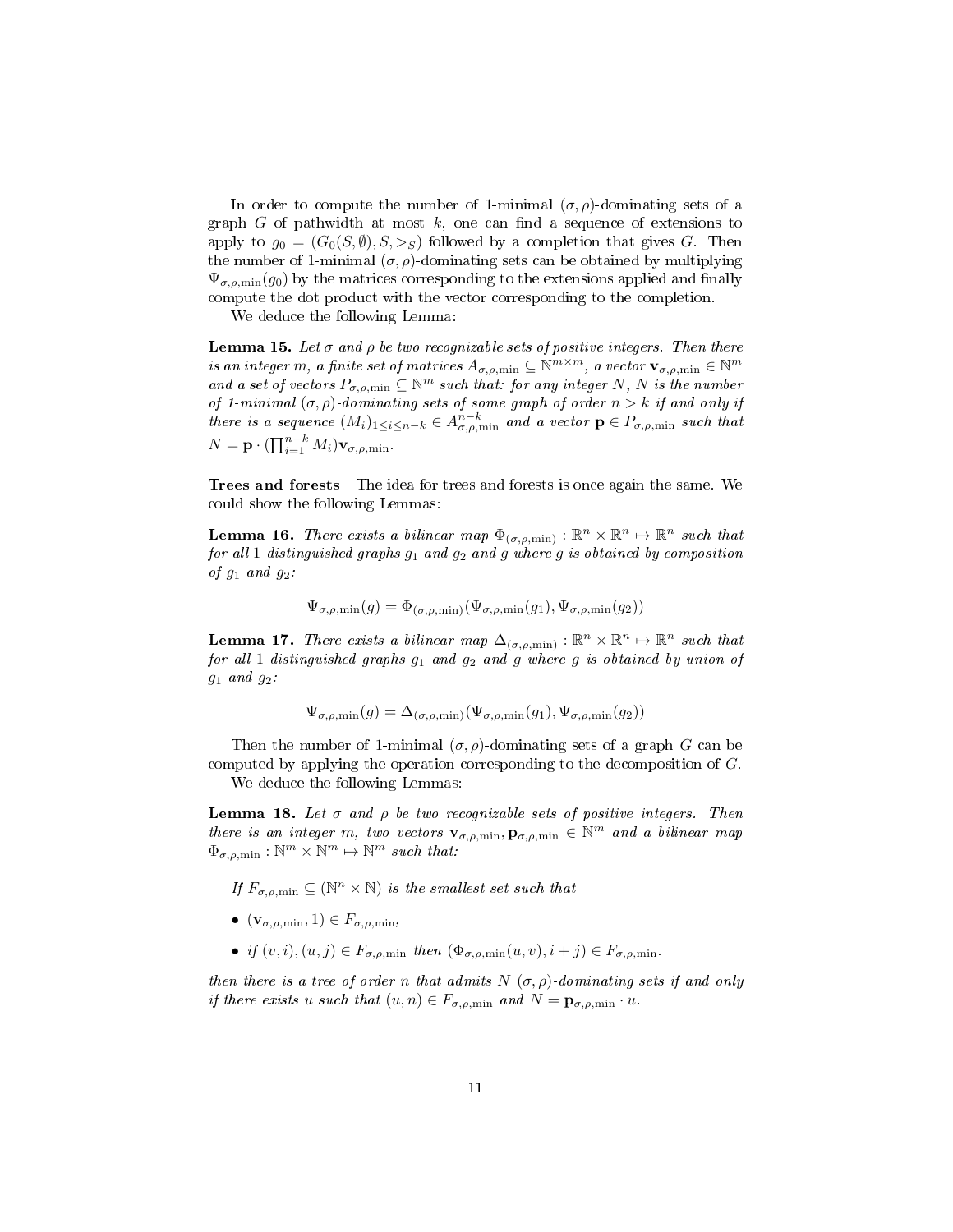In order to compute the number of 1-minimal $(\sigma, \rho)$-dominating sets of a graph $G$ of pathwidth at most $k$, one can find a sequence of extensions to apply to $g_0 = (G_0(S, \emptyset), S, >_S)$ followed by a completion that gives $G$. Then the number of 1-minimal $(\sigma, \rho)$-dominating sets can be obtained by multiplying $\Psi_{\sigma,\rho,\min}(g_0)$ by the matrices corresponding to the extensions applied and finally compute the dot product with the vector corresponding to the completion.

We deduce the following Lemma:

**Lemma 15.** *Let $\sigma$ and $\rho$ be two recognizable sets of positive integers. Then there is an integer $m$, a finite set of matrices $A_{\sigma,\rho,\min} \subseteq \mathbb{N}^{m\times m}$, a vector $\mathbf{v}_{\sigma,\rho,\min} \in \mathbb{N}^m$ and a set of vectors $P_{\sigma,\rho,\min} \subseteq \mathbb{N}^m$ such that: for any integer $N$, $N$ is the number of 1-minimal $(\sigma, \rho)$-dominating sets of some graph of order $n > k$ if and only if there is a sequence $(M_i)_{1\leq i\leq n-k} \in A_{\sigma,\rho,\min}^{n-k}$ and a vector $\mathbf{p} \in P_{\sigma,\rho,\min}$ such that $N = \mathbf{p} \cdot (\prod_{i=1}^{n-k} M_i)\mathbf{v}_{\sigma,\rho,\min}$.*

**Trees and forests** The idea for trees and forests is once again the same. We could show the following Lemmas:

**Lemma 16.** *There exists a bilinear map $\Phi_{(\sigma,\rho,\min)} : \mathbb{R}^n \times \mathbb{R}^n \mapsto \mathbb{R}^n$ such that for all 1-distinguished graphs $g_1$ and $g_2$ and $g$ where $g$ is obtained by composition of $g_1$ and $g_2$:*

$$\Psi_{\sigma,\rho,\min}(g) = \Phi_{(\sigma,\rho,\min)}(\Psi_{\sigma,\rho,\min}(g_1), \Psi_{\sigma,\rho,\min}(g_2))$$

**Lemma 17.** *There exists a bilinear map $\Delta_{(\sigma,\rho,\min)} : \mathbb{R}^n \times \mathbb{R}^n \mapsto \mathbb{R}^n$ such that for all 1-distinguished graphs $g_1$ and $g_2$ and $g$ where $g$ is obtained by union of $g_1$ and $g_2$:*

$$\Psi_{\sigma,\rho,\min}(g) = \Delta_{(\sigma,\rho,\min)}(\Psi_{\sigma,\rho,\min}(g_1), \Psi_{\sigma,\rho,\min}(g_2))$$

Then the number of 1-minimal $(\sigma, \rho)$-dominating sets of a graph $G$ can be computed by applying the operation corresponding to the decomposition of $G$.

We deduce the following Lemmas:

**Lemma 18.** *Let $\sigma$ and $\rho$ be two recognizable sets of positive integers. Then there is an integer $m$, two vectors $\mathbf{v}_{\sigma,\rho,\min}, \mathbf{p}_{\sigma,\rho,\min} \in \mathbb{N}^m$ and a bilinear map $\Phi_{\sigma,\rho,\min} : \mathbb{N}^m \times \mathbb{N}^m \mapsto \mathbb{N}^m$ such that:*

*If $F_{\sigma,\rho,\min} \subseteq (\mathbb{N}^n \times \mathbb{N})$ is the smallest set such that*

- *$(\mathbf{v}_{\sigma,\rho,\min}, 1) \in F_{\sigma,\rho,\min}$,*
- *if $(v, i), (u, j) \in F_{\sigma,\rho,\min}$ then $(\Phi_{\sigma,\rho,\min}(u, v), i + j) \in F_{\sigma,\rho,\min}$.*

*then there is a tree of order $n$ that admits $N$ $(\sigma, \rho)$-dominating sets if and only if there exists $u$ such that $(u, n) \in F_{\sigma,\rho,\min}$ and $N = \mathbf{p}_{\sigma,\rho,\min} \cdot u$.*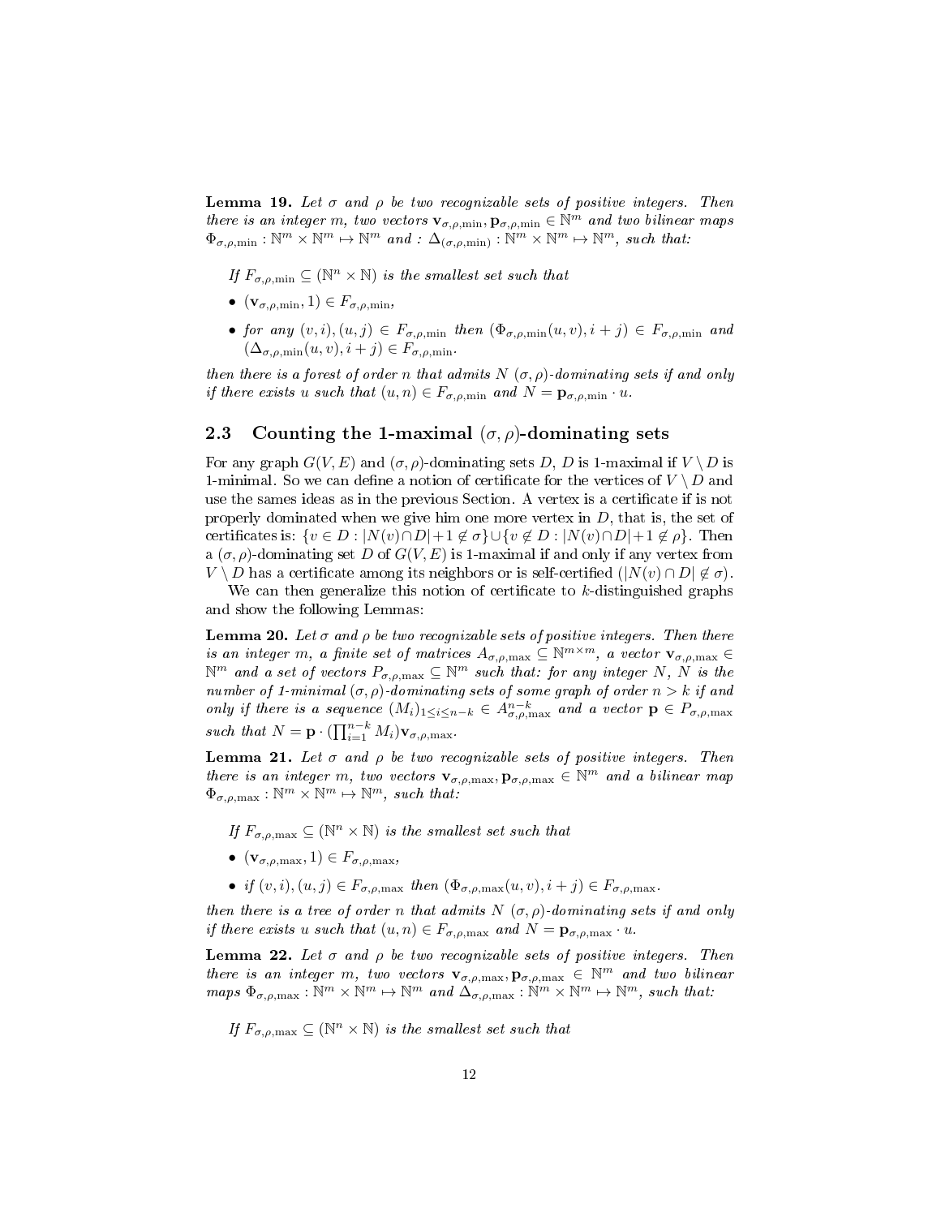**Lemma 19.** *Let $\sigma$ and $\rho$ be two recognizable sets of positive integers. Then there is an integer $m$, two vectors $\mathbf{v}_{\sigma,\rho,\min}, \mathbf{p}_{\sigma,\rho,\min} \in \mathbb{N}^m$ and two bilinear maps $\Phi_{\sigma,\rho,\min} : \mathbb{N}^m \times \mathbb{N}^m \mapsto \mathbb{N}^m$ and : $\Delta_{(\sigma,\rho,\min)} : \mathbb{N}^m \times \mathbb{N}^m \mapsto \mathbb{N}^m$, such that:*

*If $F_{\sigma,\rho,\min} \subseteq (\mathbb{N}^n \times \mathbb{N})$ is the smallest set such that*

- *$(\mathbf{v}_{\sigma,\rho,\min}, 1) \in F_{\sigma,\rho,\min}$,*
- *for any $(v, i), (u, j) \in F_{\sigma,\rho,\min}$ then $(\Phi_{\sigma,\rho,\min}(u, v), i + j) \in F_{\sigma,\rho,\min}$ and $(\Delta_{\sigma,\rho,\min}(u, v), i + j) \in F_{\sigma,\rho,\min}$.*

*then there is a forest of order $n$ that admits $N$ $(\sigma, \rho)$-dominating sets if and only if there exists $u$ such that $(u, n) \in F_{\sigma,\rho,\min}$ and $N = \mathbf{p}_{\sigma,\rho,\min} \cdot u$.*

## 2.3 Counting the 1-maximal $(\sigma, \rho)$-dominating sets

For any graph $G(V, E)$ and $(\sigma, \rho)$-dominating sets $D$, $D$ is 1-maximal if $V \setminus D$ is 1-minimal. So we can define a notion of certificate for the vertices of $V \setminus D$ and use the sames ideas as in the previous Section. A vertex is a certificate if is not properly dominated when we give him one more vertex in $D$, that is, the set of certificates is: $\{v \in D : |N(v) \cap D| + 1 \notin \sigma\} \cup \{v \notin D : |N(v) \cap D| + 1 \notin \rho\}$. Then a $(\sigma, \rho)$-dominating set $D$ of $G(V, E)$ is 1-maximal if and only if any vertex from $V \setminus D$ has a certificate among its neighbors or is self-certified ($|N(v) \cap D| \notin \sigma$).

We can then generalize this notion of certificate to $k$-distinguished graphs and show the following Lemmas:

**Lemma 20.** *Let $\sigma$ and $\rho$ be two recognizable sets of positive integers. Then there is an integer $m$, a finite set of matrices $A_{\sigma,\rho,\max} \subseteq \mathbb{N}^{m \times m}$, a vector $\mathbf{v}_{\sigma,\rho,\max} \in \mathbb{N}^m$ and a set of vectors $P_{\sigma,\rho,\max} \subseteq \mathbb{N}^m$ such that: for any integer $N$, $N$ is the number of 1-minimal $(\sigma, \rho)$-dominating sets of some graph of order $n > k$ if and only if there is a sequence $(M_i)_{1 \le i \le n-k} \in A^{n-k}_{\sigma,\rho,\max}$ and a vector $\mathbf{p} \in P_{\sigma,\rho,\max}$ such that $N = \mathbf{p} \cdot (\prod_{i=1}^{n-k} M_i)\mathbf{v}_{\sigma,\rho,\max}$.*

**Lemma 21.** *Let $\sigma$ and $\rho$ be two recognizable sets of positive integers. Then there is an integer $m$, two vectors $\mathbf{v}_{\sigma,\rho,\max}, \mathbf{p}_{\sigma,\rho,\max} \in \mathbb{N}^m$ and a bilinear map $\Phi_{\sigma,\rho,\max} : \mathbb{N}^m \times \mathbb{N}^m \mapsto \mathbb{N}^m$, such that:*

*If $F_{\sigma,\rho,\max} \subseteq (\mathbb{N}^n \times \mathbb{N})$ is the smallest set such that*

- *$(\mathbf{v}_{\sigma,\rho,\max}, 1) \in F_{\sigma,\rho,\max}$,*
- *if $(v, i), (u, j) \in F_{\sigma,\rho,\max}$ then $(\Phi_{\sigma,\rho,\max}(u, v), i + j) \in F_{\sigma,\rho,\max}$.*

*then there is a tree of order $n$ that admits $N$ $(\sigma, \rho)$-dominating sets if and only if there exists $u$ such that $(u, n) \in F_{\sigma,\rho,\max}$ and $N = \mathbf{p}_{\sigma,\rho,\max} \cdot u$.*

**Lemma 22.** *Let $\sigma$ and $\rho$ be two recognizable sets of positive integers. Then there is an integer $m$, two vectors $\mathbf{v}_{\sigma,\rho,\max}, \mathbf{p}_{\sigma,\rho,\max} \in \mathbb{N}^m$ and two bilinear maps $\Phi_{\sigma,\rho,\max} : \mathbb{N}^m \times \mathbb{N}^m \mapsto \mathbb{N}^m$ and $\Delta_{\sigma,\rho,\max} : \mathbb{N}^m \times \mathbb{N}^m \mapsto \mathbb{N}^m$, such that:*

*If $F_{\sigma,\rho,\max} \subseteq (\mathbb{N}^n \times \mathbb{N})$ is the smallest set such that*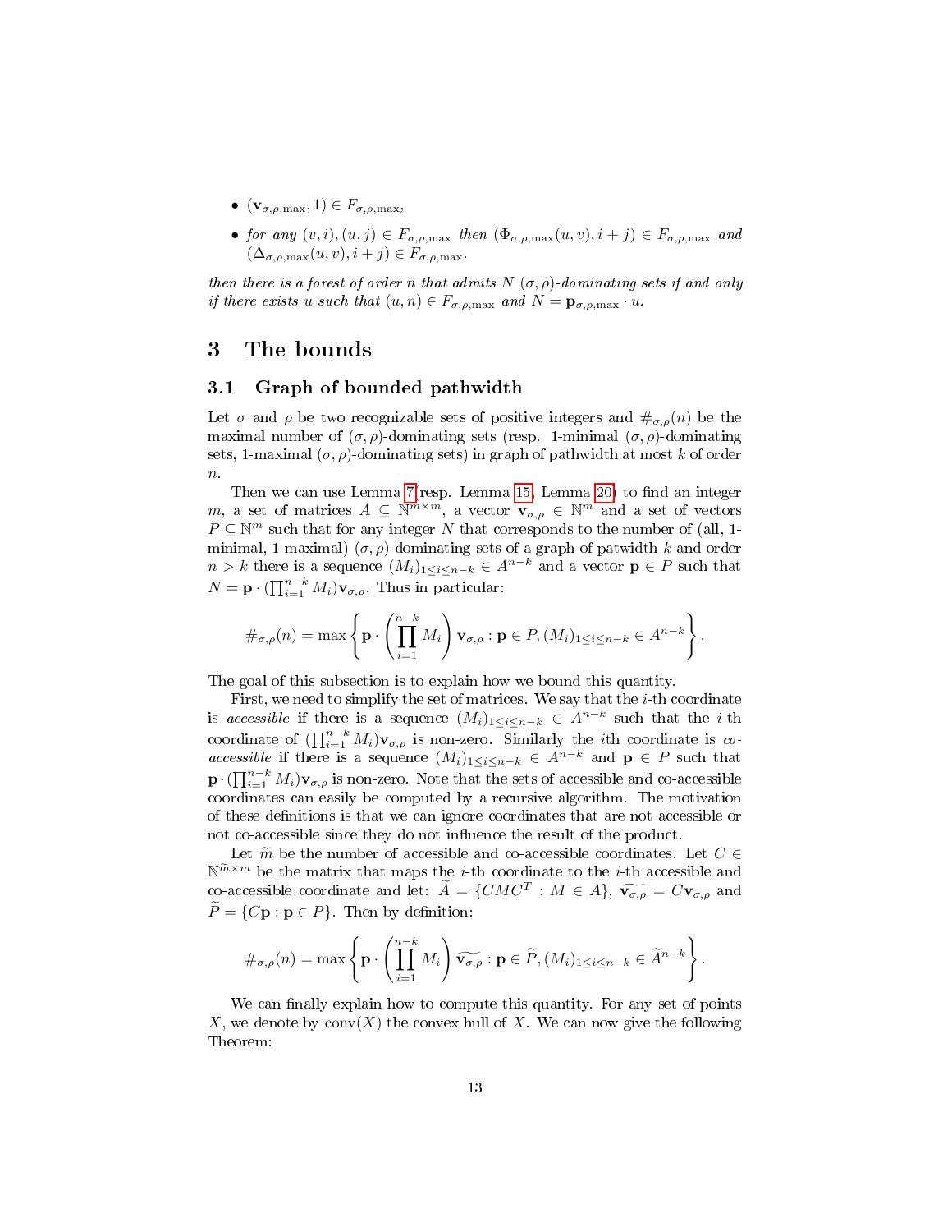- $(\mathbf{v}_{\sigma,\rho,\max}, 1) \in F_{\sigma,\rho,\max}$,
- *for any* $(v, i), (u, j) \in F_{\sigma,\rho,\max}$ *then* $(\Phi_{\sigma,\rho,\max}(u, v), i + j) \in F_{\sigma,\rho,\max}$ *and* $(\Delta_{\sigma,\rho,\max}(u, v), i + j) \in F_{\sigma,\rho,\max}$.

*then there is a forest of order* $n$ *that admits* $N$ $(\sigma, \rho)$*-dominating sets if and only if there exists* $u$ *such that* $(u, n) \in F_{\sigma,\rho,\max}$ *and* $N = \mathbf{p}_{\sigma,\rho,\max} \cdot u$.

# 3 The bounds

## 3.1 Graph of bounded pathwidth

Let $\sigma$ and $\rho$ be two recognizable sets of positive integers and $\#_{\sigma,\rho}(n)$ be the maximal number of $(\sigma, \rho)$-dominating sets (resp. 1-minimal $(\sigma, \rho)$-dominating sets, 1-maximal $(\sigma, \rho)$-dominating sets) in graph of pathwidth at most $k$ of order $n$.

Then we can use Lemma 7(resp. Lemma 15, Lemma 20) to find an integer $m$, a set of matrices $A \subseteq \mathbb{N}^{m\times m}$, a vector $\mathbf{v}_{\sigma,\rho} \in \mathbb{N}^m$ and a set of vectors $P \subseteq \mathbb{N}^m$ such that for any integer $N$ that corresponds to the number of (all, 1-minimal, 1-maximal) $(\sigma, \rho)$-dominating sets of a graph of patwidth $k$ and order $n > k$ there is a sequence $(M_i)_{1\leq i\leq n-k} \in A^{n-k}$ and a vector $\mathbf{p} \in P$ such that $N = \mathbf{p} \cdot (\prod_{i=1}^{n-k} M_i)\mathbf{v}_{\sigma,\rho}$. Thus in particular:

$$\#_{\sigma,\rho}(n) = \max \left\{ \mathbf{p} \cdot \left( \prod_{i=1}^{n-k} M_i \right) \mathbf{v}_{\sigma,\rho} : \mathbf{p} \in P, (M_i)_{1\leq i\leq n-k} \in A^{n-k} \right\}.$$

The goal of this subsection is to explain how we bound this quantity.

First, we need to simplify the set of matrices. We say that the $i$-th coordinate is *accessible* if there is a sequence $(M_i)_{1\leq i\leq n-k} \in A^{n-k}$ such that the $i$-th coordinate of $(\prod_{i=1}^{n-k} M_i)\mathbf{v}_{\sigma,\rho}$ is non-zero. Similarly the $i$th coordinate is *co-accessible* if there is a sequence $(M_i)_{1\leq i\leq n-k} \in A^{n-k}$ and $\mathbf{p} \in P$ such that $\mathbf{p} \cdot (\prod_{i=1}^{n-k} M_i)\mathbf{v}_{\sigma,\rho}$ is non-zero. Note that the sets of accessible and co-accessible coordinates can easily be computed by a recursive algorithm. The motivation of these definitions is that we can ignore coordinates that are not accessible or not co-accessible since they do not influence the result of the product.

Let $\widetilde{m}$ be the number of accessible and co-accessible coordinates. Let $C \in \mathbb{N}^{\widetilde{m}\times m}$ be the matrix that maps the $i$-th coordinate to the $i$-th accessible and co-accessible coordinate and let: $\widetilde{A} = \{CMC^T : M \in A\}$, $\widetilde{\mathbf{v}_{\sigma,\rho}} = C\mathbf{v}_{\sigma,\rho}$ and $\widetilde{P} = \{C\mathbf{p} : \mathbf{p} \in P\}$. Then by definition:

$$\#_{\sigma,\rho}(n) = \max \left\{ \mathbf{p} \cdot \left( \prod_{i=1}^{n-k} M_i \right) \widetilde{\mathbf{v}_{\sigma,\rho}} : \mathbf{p} \in \widetilde{P}, (M_i)_{1\leq i\leq n-k} \in \widetilde{A}^{n-k} \right\}.$$

We can finally explain how to compute this quantity. For any set of points $X$, we denote by $\operatorname{conv}(X)$ the convex hull of $X$. We can now give the following Theorem: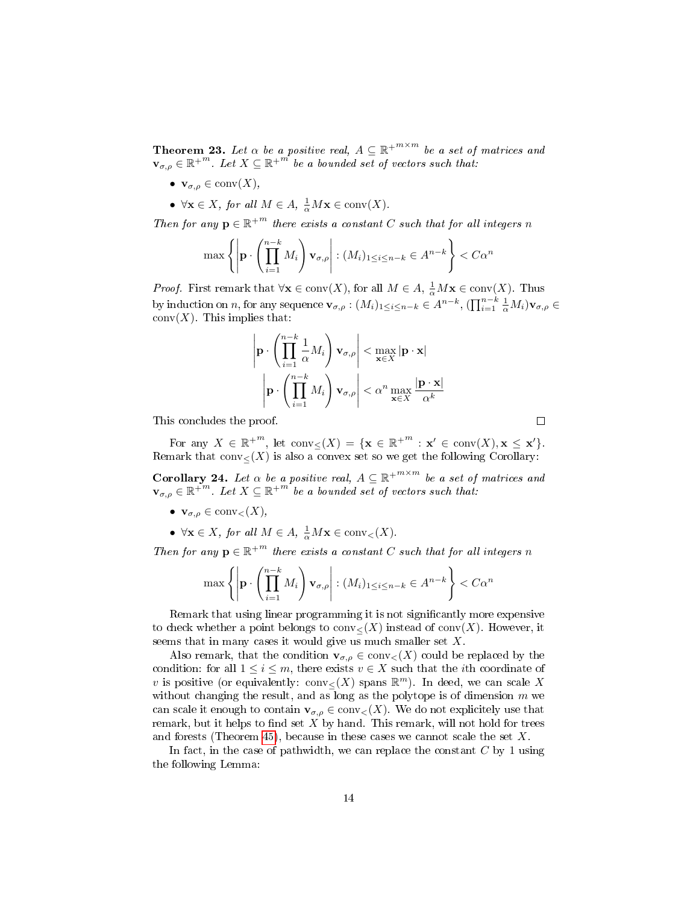**Theorem 23.** *Let $\alpha$ be a positive real, $A \subseteq {\mathbb{R}^+}^{m\times m}$ be a set of matrices and $\mathbf{v}_{\sigma,\rho} \in {\mathbb{R}^+}^m$. Let $X \subseteq {\mathbb{R}^+}^m$ be a bounded set of vectors such that:*

- $\mathbf{v}_{\sigma,\rho} \in \text{conv}(X)$,
- $\forall \mathbf{x} \in X$, *for all* $M \in A$, $\frac{1}{\alpha}M\mathbf{x} \in \text{conv}(X)$.

*Then for any $\mathbf{p} \in {\mathbb{R}^+}^m$ there exists a constant $C$ such that for all integers $n$*

$$\max\left\{\left|\mathbf{p}\cdot\left(\prod_{i=1}^{n-k} M_i\right)\mathbf{v}_{\sigma,\rho}\right| : (M_i)_{1\leq i\leq n-k} \in A^{n-k}\right\} < C\alpha^n$$

*Proof.* First remark that $\forall \mathbf{x} \in \text{conv}(X)$, for all $M \in A$, $\frac{1}{\alpha}M\mathbf{x} \in \text{conv}(X)$. Thus by induction on $n$, for any sequence $\mathbf{v}_{\sigma,\rho} : (M_i)_{1\leq i\leq n-k} \in A^{n-k}$, $(\prod_{i=1}^{n-k}\frac{1}{\alpha}M_i)\mathbf{v}_{\sigma,\rho} \in \text{conv}(X)$. This implies that:

$$\left|\mathbf{p}\cdot\left(\prod_{i=1}^{n-k}\frac{1}{\alpha}M_i\right)\mathbf{v}_{\sigma,\rho}\right| < \max_{\mathbf{x}\in X}|\mathbf{p}\cdot\mathbf{x}|$$

$$\left|\mathbf{p}\cdot\left(\prod_{i=1}^{n-k}M_i\right)\mathbf{v}_{\sigma,\rho}\right| < \alpha^n \max_{\mathbf{x}\in X}\frac{|\mathbf{p}\cdot\mathbf{x}|}{\alpha^k}$$

This concludes the proof. $\square$

For any $X \in {\mathbb{R}^+}^m$, let $\text{conv}_{\leq}(X) = \{\mathbf{x} \in {\mathbb{R}^+}^m : \mathbf{x}' \in \text{conv}(X), \mathbf{x} \leq \mathbf{x}'\}$. Remark that $\text{conv}_{\leq}(X)$ is also a convex set so we get the following Corollary:

**Corollary 24.** *Let $\alpha$ be a positive real, $A \subseteq {\mathbb{R}^+}^{m\times m}$ be a set of matrices and $\mathbf{v}_{\sigma,\rho} \in {\mathbb{R}^+}^m$. Let $X \subseteq {\mathbb{R}^+}^m$ be a bounded set of vectors such that:*

- $\mathbf{v}_{\sigma,\rho} \in \text{conv}_{<}(X)$,
- $\forall \mathbf{x} \in X$, *for all* $M \in A$, $\frac{1}{\alpha}M\mathbf{x} \in \text{conv}_{<}(X)$.

*Then for any $\mathbf{p} \in {\mathbb{R}^+}^m$ there exists a constant $C$ such that for all integers $n$*

$$\max\left\{\left|\mathbf{p}\cdot\left(\prod_{i=1}^{n-k} M_i\right)\mathbf{v}_{\sigma,\rho}\right| : (M_i)_{1\leq i\leq n-k} \in A^{n-k}\right\} < C\alpha^n$$

Remark that using linear programming it is not significantly more expensive to check whether a point belongs to $\text{conv}_{\leq}(X)$ instead of $\text{conv}(X)$. However, it seems that in many cases it would give us much smaller set $X$.

Also remark, that the condition $\mathbf{v}_{\sigma,\rho} \in \text{conv}_{<}(X)$ could be replaced by the condition: for all $1 \leq i \leq m$, there exists $v \in X$ such that the $i$th coordinate of $v$ is positive (or equivalently: $\text{conv}_{\leq}(X)$ spans $\mathbb{R}^m$). In deed, we can scale $X$ without changing the result, and as long as the polytope is of dimension $m$ we can scale it enough to contain $\mathbf{v}_{\sigma,\rho} \in \text{conv}_{<}(X)$. We do not explicitely use that remark, but it helps to find set $X$ by hand. This remark, will not hold for trees and forests (Theorem 45), because in these cases we cannot scale the set $X$.

In fact, in the case of pathwidth, we can replace the constant $C$ by 1 using the following Lemma: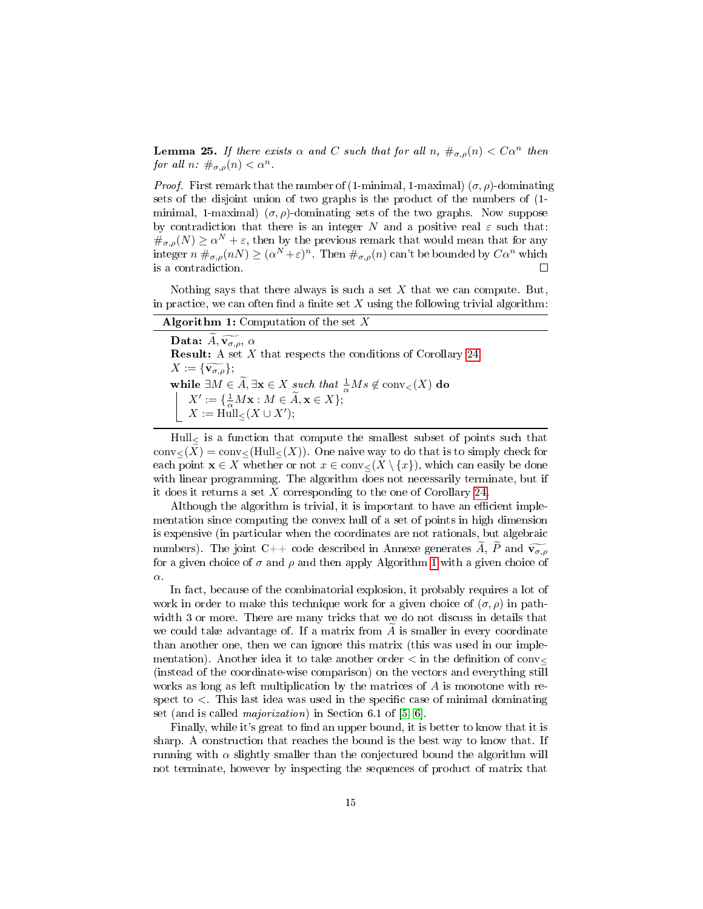**Lemma 25.** *If there exists $\alpha$ and $C$ such that for all $n$, $\#_{\sigma,\rho}(n) < C\alpha^n$ then for all $n$: $\#_{\sigma,\rho}(n) < \alpha^n$.*

*Proof.* First remark that the number of (1-minimal, 1-maximal) $(\sigma, \rho)$-dominating sets of the disjoint union of two graphs is the product of the numbers of (1-minimal, 1-maximal) $(\sigma, \rho)$-dominating sets of the two graphs. Now suppose by contradiction that there is an integer $N$ and a positive real $\varepsilon$ such that: $\#_{\sigma,\rho}(N) \geq \alpha^N + \varepsilon$, then by the previous remark that would mean that for any integer $n$ $\#_{\sigma,\rho}(nN) \geq (\alpha^N + \varepsilon)^n$. Then $\#_{\sigma,\rho}(n)$ can't be bounded by $C\alpha^n$ which is a contradiction. □

Nothing says that there always is such a set $X$ that we can compute. But, in practice, we can often find a finite set $X$ using the following trivial algorithm:

```
Algorithm 1: Computation of the set X
Data: Ã, ṽ_{σ,ρ}, α
Result: A set X that respects the conditions of Corollary 24
X := {ṽ_{σ,ρ}};
while ∃M ∈ Ã, ∃x ∈ X such that (1/α)Ms ∉ conv_<(X) do
    X' := {(1/α)Mx : M ∈ Ã, x ∈ X};
    X := Hull_≤(X ∪ X');
```

$\mathrm{Hull}_{\leq}$ is a function that compute the smallest subset of points such that $\mathrm{conv}_{\leq}(X) = \mathrm{conv}_{\leq}(\mathrm{Hull}_{\leq}(X))$. One naive way to do that is to simply check for each point $\mathbf{x} \in X$ whether or not $x \in \mathrm{conv}_{\leq}(X \setminus \{x\})$, which can easily be done with linear programming. The algorithm does not necessarily terminate, but if it does it returns a set $X$ corresponding to the one of Corollary 24.

Although the algorithm is trivial, it is important to have an efficient implementation since computing the convex hull of a set of points in high dimension is expensive (in particular when the coordinates are not rationals, but algebraic numbers). The joint C++ code described in Annexe generates $\widetilde{A}$, $\widetilde{P}$ and $\widetilde{\mathbf{v}_{\sigma,\rho}}$ for a given choice of $\sigma$ and $\rho$ and then apply Algorithm 1 with a given choice of $\alpha$.

In fact, because of the combinatorial explosion, it probably requires a lot of work in order to make this technique work for a given choice of $(\sigma, \rho)$ in pathwidth 3 or more. There are many tricks that we do not discuss in details that we could take advantage of. If a matrix from $\widetilde{A}$ is smaller in every coordinate than another one, then we can ignore this matrix (this was used in our implementation). Another idea it to take another order $<$ in the definition of $\mathrm{conv}_{\leq}$ (instead of the coordinate-wise comparison) on the vectors and everything still works as long as left multiplication by the matrices of $A$ is monotone with respect to $<$. This last idea was used in the specific case of minimal dominating set (and is called *majorization*) in Section 6.1 of [5, 6].

Finally, while it's great to find an upper bound, it is better to know that it is sharp. A construction that reaches the bound is the best way to know that. If running with $\alpha$ slightly smaller than the conjectured bound the algorithm will not terminate, however by inspecting the sequences of product of matrix that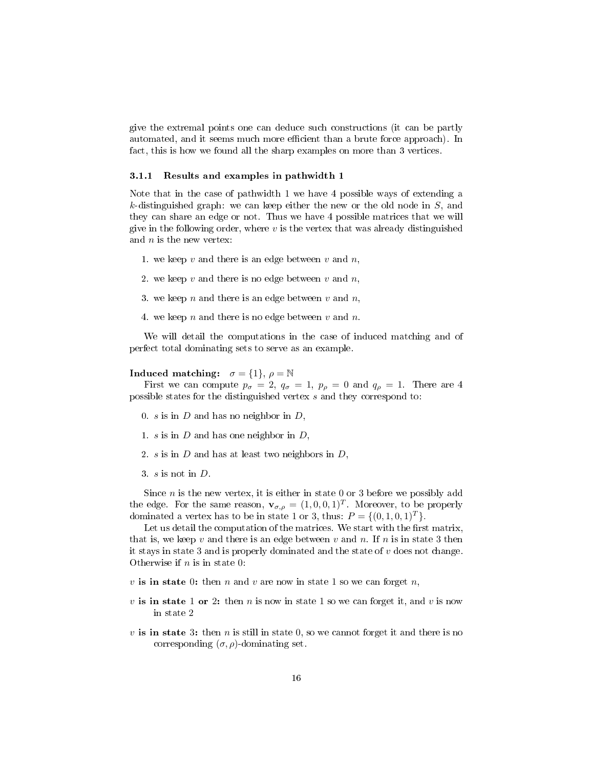give the extremal points one can deduce such constructions (it can be partly automated, and it seems much more efficient than a brute force approach). In fact, this is how we found all the sharp examples on more than 3 vertices.

#### 3.1.1 Results and examples in pathwidth 1

Note that in the case of pathwidth 1 we have 4 possible ways of extending a $k$-distinguished graph: we can keep either the new or the old node in $S$, and they can share an edge or not. Thus we have 4 possible matrices that we will give in the following order, where $v$ is the vertex that was already distinguished and $n$ is the new vertex:

1. we keep $v$ and there is an edge between $v$ and $n$,
2. we keep $v$ and there is no edge between $v$ and $n$,
3. we keep $n$ and there is an edge between $v$ and $n$,
4. we keep $n$ and there is no edge between $v$ and $n$.

We will detail the computations in the case of induced matching and of perfect total dominating sets to serve as an example.

**Induced matching:** $\sigma = \{1\}$, $\rho = \mathbb{N}$

First we can compute $p_\sigma = 2$, $q_\sigma = 1$, $p_\rho = 0$ and $q_\rho = 1$. There are 4 possible states for the distinguished vertex $s$ and they correspond to:

0. $s$ is in $D$ and has no neighbor in $D$,
1. $s$ is in $D$ and has one neighbor in $D$,
2. $s$ is in $D$ and has at least two neighbors in $D$,
3. $s$ is not in $D$.

Since $n$ is the new vertex, it is either in state 0 or 3 before we possibly add the edge. For the same reason, $\mathbf{v}_{\sigma,\rho} = (1, 0, 0, 1)^T$. Moreover, to be properly dominated a vertex has to be in state 1 or 3, thus: $P = \{(0, 1, 0, 1)^T\}$.

Let us detail the computation of the matrices. We start with the first matrix, that is, we keep $v$ and there is an edge between $v$ and $n$. If $n$ is in state 3 then it stays in state 3 and is properly dominated and the state of $v$ does not change. Otherwise if $n$ is in state 0:

**$v$ is in state 0:** then $n$ and $v$ are now in state 1 so we can forget $n$,

**$v$ is in state 1 or 2:** then $n$ is now in state 1 so we can forget it, and $v$ is now in state 2

**$v$ is in state 3:** then $n$ is still in state 0, so we cannot forget it and there is no corresponding $(\sigma, \rho)$-dominating set.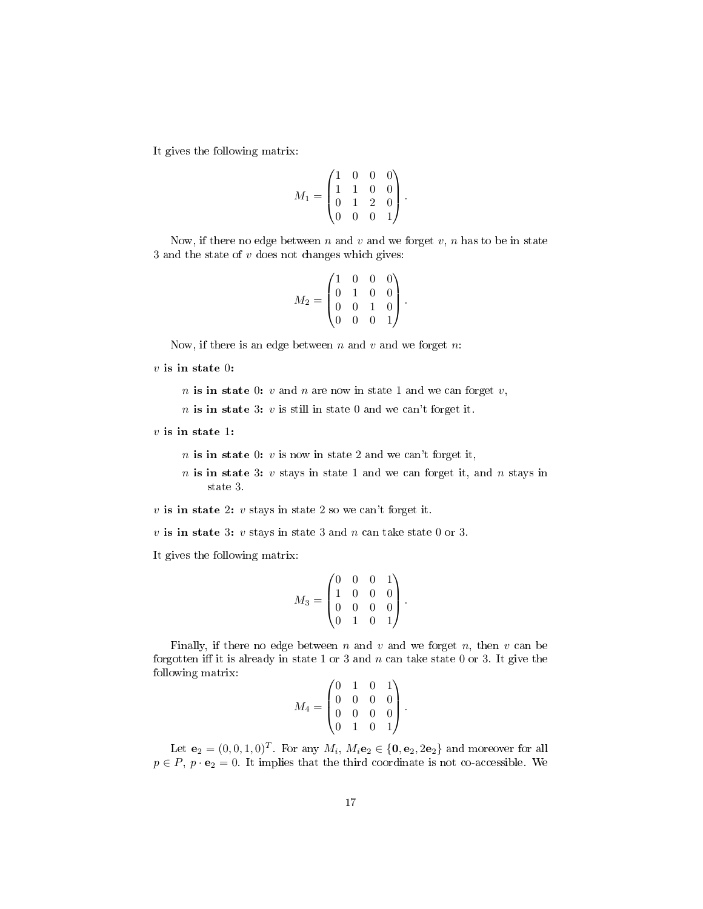It gives the following matrix:

$$M_1 = \begin{pmatrix} 1 & 0 & 0 & 0 \\ 1 & 1 & 0 & 0 \\ 0 & 1 & 2 & 0 \\ 0 & 0 & 0 & 1 \end{pmatrix}.$$

Now, if there no edge between $n$ and $v$ and we forget $v$, $n$ has to be in state 3 and the state of $v$ does not changes which gives:

$$M_2 = \begin{pmatrix} 1 & 0 & 0 & 0 \\ 0 & 1 & 0 & 0 \\ 0 & 0 & 1 & 0 \\ 0 & 0 & 0 & 1 \end{pmatrix}.$$

Now, if there is an edge between $n$ and $v$ and we forget $n$:

**$v$ is in state 0:**

- **$n$ is in state 0:** $v$ and $n$ are now in state 1 and we can forget $v$,
- **$n$ is in state 3:** $v$ is still in state 0 and we can't forget it.

**$v$ is in state 1:**

- **$n$ is in state 0:** $v$ is now in state 2 and we can't forget it,
- **$n$ is in state 3:** $v$ stays in state 1 and we can forget it, and $n$ stays in state 3.

**$v$ is in state 2:** $v$ stays in state 2 so we can't forget it.

**$v$ is in state 3:** $v$ stays in state 3 and $n$ can take state 0 or 3.

It gives the following matrix:

$$M_3 = \begin{pmatrix} 0 & 0 & 0 & 1 \\ 1 & 0 & 0 & 0 \\ 0 & 0 & 0 & 0 \\ 0 & 1 & 0 & 1 \end{pmatrix}.$$

Finally, if there no edge between $n$ and $v$ and we forget $n$, then $v$ can be forgotten iff it is already in state 1 or 3 and $n$ can take state 0 or 3. It give the following matrix:

$$M_4 = \begin{pmatrix} 0 & 1 & 0 & 1 \\ 0 & 0 & 0 & 0 \\ 0 & 0 & 0 & 0 \\ 0 & 1 & 0 & 1 \end{pmatrix}.$$

Let $\mathbf{e}_2 = (0, 0, 1, 0)^T$. For any $M_i$, $M_i\mathbf{e}_2 \in \{\mathbf{0}, \mathbf{e}_2, 2\mathbf{e}_2\}$ and moreover for all $p \in P$, $p \cdot \mathbf{e}_2 = 0$. It implies that the third coordinate is not co-accessible. We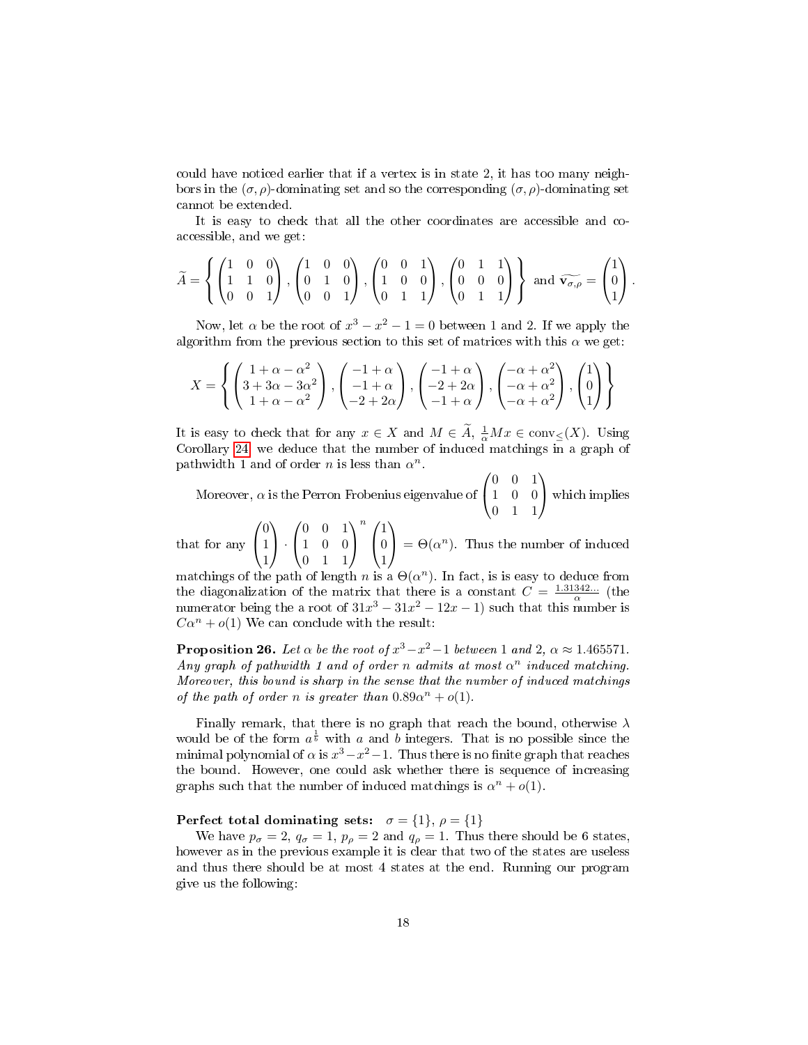could have noticed earlier that if a vertex is in state 2, it has too many neighbors in the $(\sigma,\rho)$-dominating set and so the corresponding $(\sigma,\rho)$-dominating set cannot be extended.

It is easy to check that all the other coordinates are accessible and co-accessible, and we get:

$$\widetilde{A} = \left\{ \begin{pmatrix} 1 & 0 & 0 \\ 1 & 1 & 0 \\ 0 & 0 & 1 \end{pmatrix}, \begin{pmatrix} 1 & 0 & 0 \\ 0 & 1 & 0 \\ 0 & 0 & 1 \end{pmatrix}, \begin{pmatrix} 0 & 0 & 1 \\ 1 & 0 & 0 \\ 0 & 1 & 1 \end{pmatrix}, \begin{pmatrix} 0 & 1 & 1 \\ 0 & 0 & 0 \\ 0 & 1 & 1 \end{pmatrix} \right\} \text{ and } \widetilde{\mathbf{v}_{\sigma,\rho}} = \begin{pmatrix} 1 \\ 0 \\ 1 \end{pmatrix}.$$

Now, let $\alpha$ be the root of $x^3 - x^2 - 1 = 0$ between 1 and 2. If we apply the algorithm from the previous section to this set of matrices with this $\alpha$ we get:

$$X = \left\{ \begin{pmatrix} 1+\alpha-\alpha^2 \\ 3+3\alpha-3\alpha^2 \\ 1+\alpha-\alpha^2 \end{pmatrix}, \begin{pmatrix} -1+\alpha \\ -1+\alpha \\ -2+2\alpha \end{pmatrix}, \begin{pmatrix} -1+\alpha \\ -2+2\alpha \\ -1+\alpha \end{pmatrix}, \begin{pmatrix} -\alpha+\alpha^2 \\ -\alpha+\alpha^2 \\ -\alpha+\alpha^2 \end{pmatrix}, \begin{pmatrix} 1 \\ 0 \\ 1 \end{pmatrix} \right\}$$

It is easy to check that for any $x \in X$ and $M \in \widetilde{A}$, $\frac{1}{\alpha}Mx \in \text{conv}_{\leq}(X)$. Using Corollary 24 we deduce that the number of induced matchings in a graph of pathwidth 1 and of order $n$ is less than $\alpha^n$.

Moreover, $\alpha$ is the Perron Frobenius eigenvalue of $\begin{pmatrix} 0 & 0 & 1 \\ 1 & 0 & 0 \\ 0 & 1 & 1 \end{pmatrix}$ which implies that for any $\begin{pmatrix} 0 \\ 1 \\ 1 \end{pmatrix} \cdot \begin{pmatrix} 0 & 0 & 1 \\ 1 & 0 & 0 \\ 0 & 1 & 1 \end{pmatrix}^n \begin{pmatrix} 1 \\ 0 \\ 1 \end{pmatrix} = \Theta(\alpha^n)$. Thus the number of induced matchings of the path of length $n$ is a $\Theta(\alpha^n)$. In fact, is is easy to deduce from the diagonalization of the matrix that there is a constant $C = \frac{1.31342...}{\alpha}$ (the numerator being the a root of $31x^3 - 31x^2 - 12x - 1$) such that this number is $C\alpha^n + o(1)$ We can conclude with the result:

**Proposition 26.** *Let $\alpha$ be the root of $x^3-x^2-1$ between 1 and 2, $\alpha \approx 1.465571$. Any graph of pathwidth 1 and of order $n$ admits at most $\alpha^n$ induced matching. Moreover, this bound is sharp in the sense that the number of induced matchings of the path of order $n$ is greater than $0.89\alpha^n + o(1)$.*

Finally remark, that there is no graph that reach the bound, otherwise $\lambda$ would be of the form $a^{\frac{1}{b}}$ with $a$ and $b$ integers. That is no possible since the minimal polynomial of $\alpha$ is $x^3-x^2-1$. Thus there is no finite graph that reaches the bound. However, one could ask whether there is sequence of increasing graphs such that the number of induced matchings is $\alpha^n + o(1)$.

**Perfect total dominating sets:** $\sigma = \{1\}$, $\rho = \{1\}$

We have $p_\sigma = 2$, $q_\sigma = 1$, $p_\rho = 2$ and $q_\rho = 1$. Thus there should be 6 states, however as in the previous example it is clear that two of the states are useless and thus there should be at most 4 states at the end. Running our program give us the following: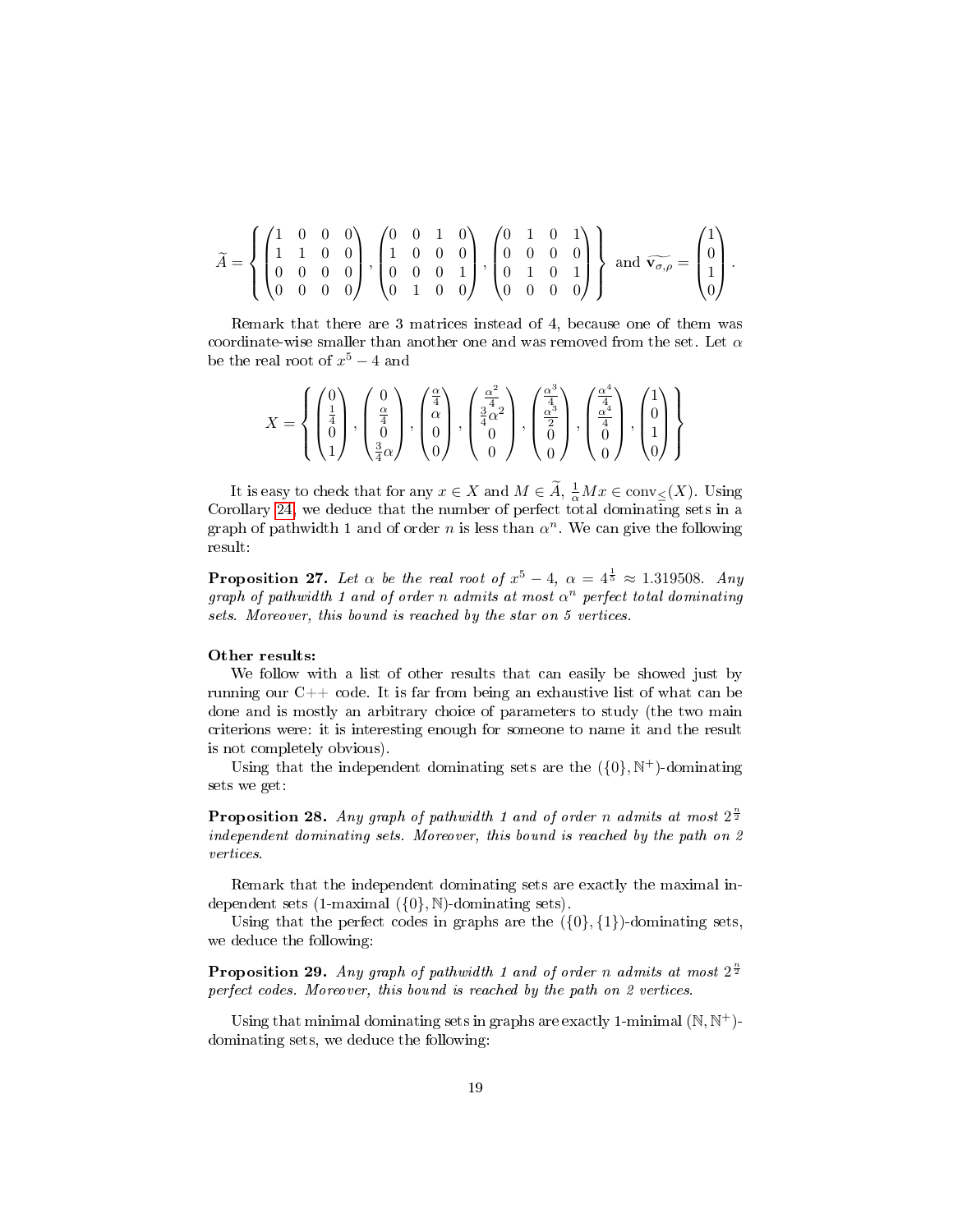$$\widetilde{A} = \left\{ \begin{pmatrix} 1 & 0 & 0 & 0 \\ 1 & 1 & 0 & 0 \\ 0 & 0 & 0 & 0 \\ 0 & 0 & 0 & 0 \end{pmatrix}, \begin{pmatrix} 0 & 0 & 1 & 0 \\ 1 & 0 & 0 & 0 \\ 0 & 0 & 0 & 1 \\ 0 & 1 & 0 & 0 \end{pmatrix}, \begin{pmatrix} 0 & 1 & 0 & 1 \\ 0 & 0 & 0 & 0 \\ 0 & 1 & 0 & 1 \\ 0 & 0 & 0 & 0 \end{pmatrix} \right\} \text{ and } \widetilde{\mathbf{v}_{\sigma,\rho}} = \begin{pmatrix} 1 \\ 0 \\ 1 \\ 0 \end{pmatrix}.$$

Remark that there are 3 matrices instead of 4, because one of them was coordinate-wise smaller than another one and was removed from the set. Let $\alpha$ be the real root of $x^5 - 4$ and

$$X = \left\{ \begin{pmatrix} 0 \\ \frac{1}{4} \\ 0 \\ 1 \end{pmatrix}, \begin{pmatrix} 0 \\ \frac{\alpha}{4} \\ 0 \\ \frac{3}{4}\alpha \end{pmatrix}, \begin{pmatrix} \frac{\alpha}{4} \\ \alpha \\ 0 \\ 0 \end{pmatrix}, \begin{pmatrix} \frac{\alpha^2}{4} \\ \frac{3}{4}\alpha^2 \\ 0 \\ 0 \end{pmatrix}, \begin{pmatrix} \frac{\alpha^3}{4} \\ \frac{\alpha^3}{2} \\ 0 \\ 0 \end{pmatrix}, \begin{pmatrix} \frac{\alpha^4}{4} \\ \frac{\alpha^4}{4} \\ 0 \\ 0 \end{pmatrix}, \begin{pmatrix} 1 \\ 0 \\ 1 \\ 0 \end{pmatrix} \right\}$$

It is easy to check that for any $x \in X$ and $M \in \widetilde{A}$, $\frac{1}{\alpha}Mx \in \text{conv}_{\leq}(X)$. Using Corollary 24, we deduce that the number of perfect total dominating sets in a graph of pathwidth 1 and of order $n$ is less than $\alpha^n$. We can give the following result:

**Proposition 27.** *Let $\alpha$ be the real root of $x^5 - 4$, $\alpha = 4^{\frac{1}{5}} \approx 1.319508$. Any graph of pathwidth 1 and of order $n$ admits at most $\alpha^n$ perfect total dominating sets. Moreover, this bound is reached by the star on 5 vertices.*

**Other results:**

We follow with a list of other results that can easily be showed just by running our C++ code. It is far from being an exhaustive list of what can be done and is mostly an arbitrary choice of parameters to study (the two main criterions were: it is interesting enough for someone to name it and the result is not completely obvious).

Using that the independent dominating sets are the $(\{0\}, \mathbb{N}^+)$-dominating sets we get:

**Proposition 28.** *Any graph of pathwidth 1 and of order $n$ admits at most $2^{\frac{n}{2}}$ independent dominating sets. Moreover, this bound is reached by the path on 2 vertices.*

Remark that the independent dominating sets are exactly the maximal independent sets (1-maximal $(\{0\}, \mathbb{N})$-dominating sets).

Using that the perfect codes in graphs are the $(\{0\}, \{1\})$-dominating sets, we deduce the following:

**Proposition 29.** *Any graph of pathwidth 1 and of order $n$ admits at most $2^{\frac{n}{2}}$ perfect codes. Moreover, this bound is reached by the path on 2 vertices.*

Using that minimal dominating sets in graphs are exactly 1-minimal $(\mathbb{N}, \mathbb{N}^+)$-dominating sets, we deduce the following: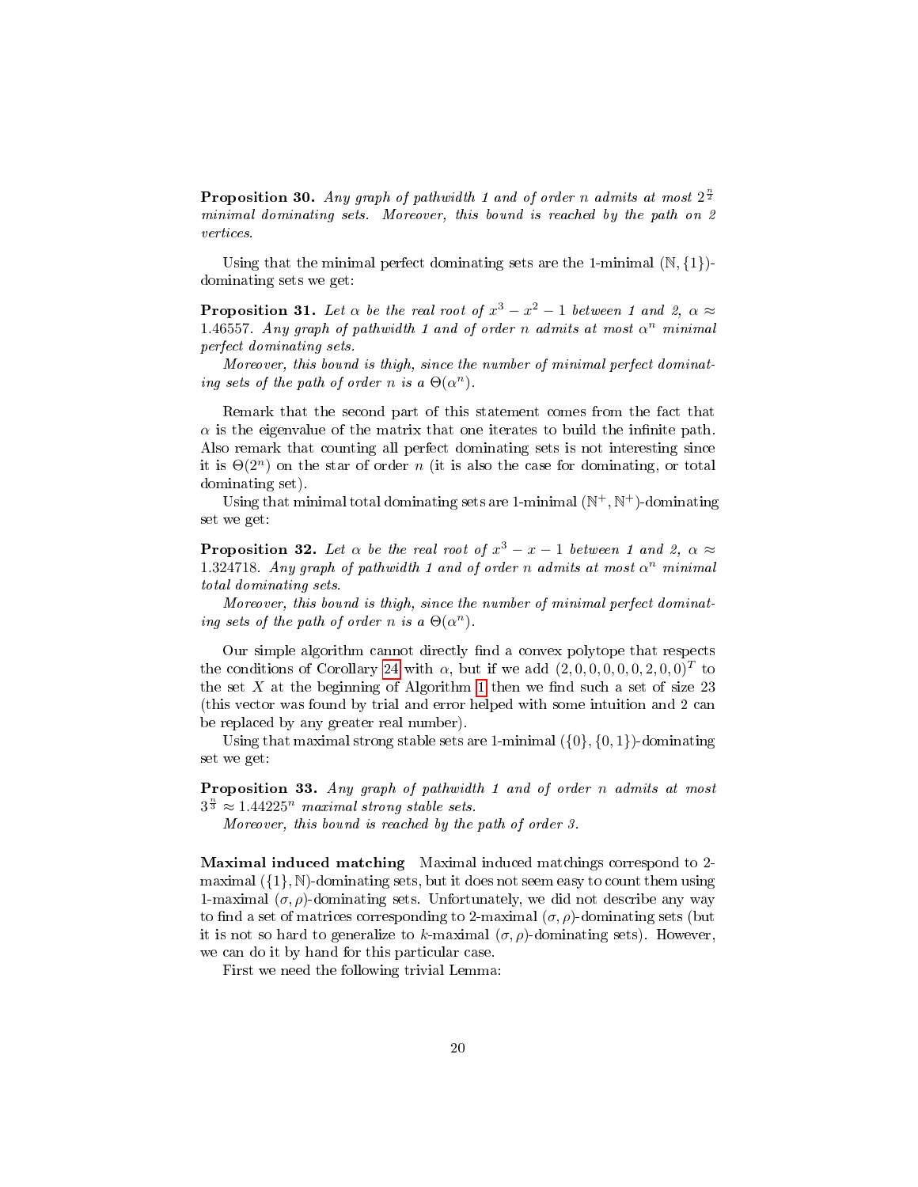**Proposition 30.** *Any graph of pathwidth 1 and of order $n$ admits at most $2^{\frac{n}{2}}$ minimal dominating sets. Moreover, this bound is reached by the path on 2 vertices.*

Using that the minimal perfect dominating sets are the 1-minimal $(\mathbb{N}, \{1\})$-dominating sets we get:

**Proposition 31.** *Let $\alpha$ be the real root of $x^3 - x^2 - 1$ between 1 and 2, $\alpha \approx 1.46557$. Any graph of pathwidth 1 and of order $n$ admits at most $\alpha^n$ minimal perfect dominating sets.*

*Moreover, this bound is thigh, since the number of minimal perfect dominating sets of the path of order $n$ is a $\Theta(\alpha^n)$.*

Remark that the second part of this statement comes from the fact that $\alpha$ is the eigenvalue of the matrix that one iterates to build the infinite path. Also remark that counting all perfect dominating sets is not interesting since it is $\Theta(2^n)$ on the star of order $n$ (it is also the case for dominating, or total dominating set).

Using that minimal total dominating sets are 1-minimal $(\mathbb{N}^+, \mathbb{N}^+)$-dominating set we get:

**Proposition 32.** *Let $\alpha$ be the real root of $x^3 - x - 1$ between 1 and 2, $\alpha \approx 1.324718$. Any graph of pathwidth 1 and of order $n$ admits at most $\alpha^n$ minimal total dominating sets.*

*Moreover, this bound is thigh, since the number of minimal perfect dominating sets of the path of order $n$ is a $\Theta(\alpha^n)$.*

Our simple algorithm cannot directly find a convex polytope that respects the conditions of Corollary 24 with $\alpha$, but if we add $(2, 0, 0, 0, 0, 0, 2, 0, 0)^T$ to the set $X$ at the beginning of Algorithm 1 then we find such a set of size 23 (this vector was found by trial and error helped with some intuition and 2 can be replaced by any greater real number).

Using that maximal strong stable sets are 1-minimal $(\{0\}, \{0, 1\})$-dominating set we get:

**Proposition 33.** *Any graph of pathwidth 1 and of order $n$ admits at most $3^{\frac{n}{3}} \approx 1.44225^n$ maximal strong stable sets.*

*Moreover, this bound is reached by the path of order 3.*

**Maximal induced matching** Maximal induced matchings correspond to 2-maximal $(\{1\}, \mathbb{N})$-dominating sets, but it does not seem easy to count them using 1-maximal $(\sigma, \rho)$-dominating sets. Unfortunately, we did not describe any way to find a set of matrices corresponding to 2-maximal $(\sigma, \rho)$-dominating sets (but it is not so hard to generalize to $k$-maximal $(\sigma, \rho)$-dominating sets). However, we can do it by hand for this particular case.

First we need the following trivial Lemma: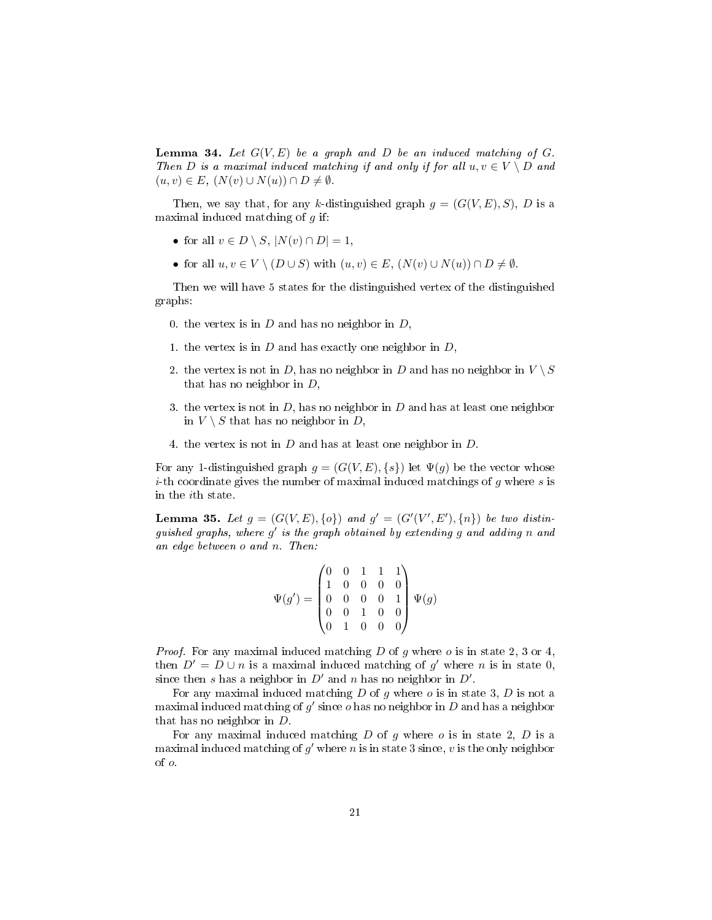**Lemma 34.** *Let $G(V, E)$ be a graph and $D$ be an induced matching of $G$. Then $D$ is a maximal induced matching if and only if for all $u, v \in V \setminus D$ and $(u, v) \in E$, $(N(v) \cup N(u)) \cap D \neq \emptyset$.*

Then, we say that, for any $k$-distinguished graph $g = (G(V, E), S)$, $D$ is a maximal induced matching of $g$ if:

- for all $v \in D \setminus S$, $|N(v) \cap D| = 1$,
- for all $u, v \in V \setminus (D \cup S)$ with $(u, v) \in E$, $(N(v) \cup N(u)) \cap D \neq \emptyset$.

Then we will have 5 states for the distinguished vertex of the distinguished graphs:

0. the vertex is in $D$ and has no neighbor in $D$,
1. the vertex is in $D$ and has exactly one neighbor in $D$,
2. the vertex is not in $D$, has no neighbor in $D$ and has no neighbor in $V \setminus S$ that has no neighbor in $D$,
3. the vertex is not in $D$, has no neighbor in $D$ and has at least one neighbor in $V \setminus S$ that has no neighbor in $D$,
4. the vertex is not in $D$ and has at least one neighbor in $D$.

For any 1-distinguished graph $g = (G(V, E), \{s\})$ let $\Psi(g)$ be the vector whose $i$-th coordinate gives the number of maximal induced matchings of $g$ where $s$ is in the $i$th state.

**Lemma 35.** *Let $g = (G(V, E), \{o\})$ and $g' = (G'(V', E'), \{n\})$ be two distinguished graphs, where $g'$ is the graph obtained by extending $g$ and adding $n$ and an edge between $o$ and $n$. Then:*

$$\Psi(g') = \begin{pmatrix} 0 & 0 & 1 & 1 & 1 \\ 1 & 0 & 0 & 0 & 0 \\ 0 & 0 & 0 & 0 & 1 \\ 0 & 0 & 1 & 0 & 0 \\ 0 & 1 & 0 & 0 & 0 \end{pmatrix} \Psi(g)$$

*Proof.* For any maximal induced matching $D$ of $g$ where $o$ is in state 2, 3 or 4, then $D' = D \cup n$ is a maximal induced matching of $g'$ where $n$ is in state 0, since then $s$ has a neighbor in $D'$ and $n$ has no neighbor in $D'$.

For any maximal induced matching $D$ of $g$ where $o$ is in state 3, $D$ is not a maximal induced matching of $g'$ since $o$ has no neighbor in $D$ and has a neighbor that has no neighbor in $D$.

For any maximal induced matching $D$ of $g$ where $o$ is in state 2, $D$ is a maximal induced matching of $g'$ where $n$ is in state 3 since, $v$ is the only neighbor of $o$.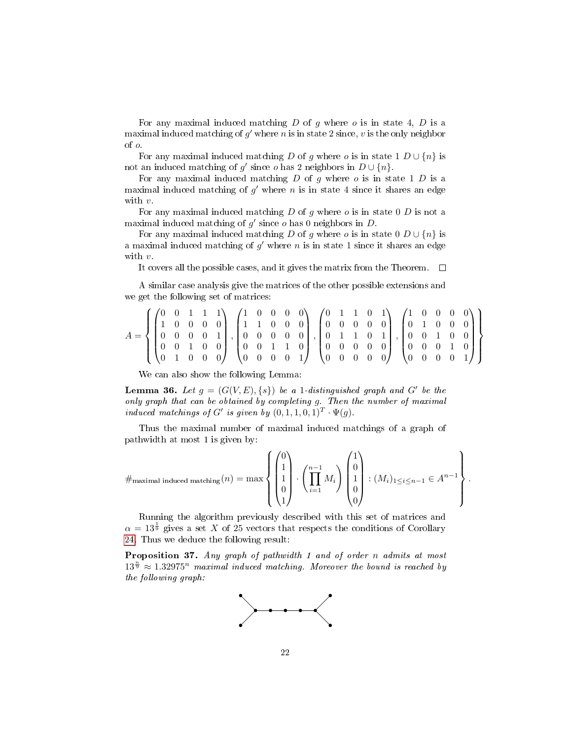For any maximal induced matching $D$ of $g$ where $o$ is in state 4, $D$ is a maximal induced matching of $g'$ where $n$ is in state 2 since, $v$ is the only neighbor of $o$.

For any maximal induced matching $D$ of $g$ where $o$ is in state 1 $D \cup \{n\}$ is not an induced matching of $g'$ since $o$ has 2 neighbors in $D \cup \{n\}$.

For any maximal induced matching $D$ of $g$ where $o$ is in state 1 $D$ is a maximal induced matching of $g'$ where $n$ is in state 4 since it shares an edge with $v$.

For any maximal induced matching $D$ of $g$ where $o$ is in state 0 $D$ is not a maximal induced matching of $g'$ since $o$ has 0 neighbors in $D$.

For any maximal induced matching $D$ of $g$ where $o$ is in state 0 $D \cup \{n\}$ is a maximal induced matching of $g'$ where $n$ is in state 1 since it shares an edge with $v$.

It covers all the possible cases, and it gives the matrix from the Theorem. $\square$

A similar case analysis give the matrices of the other possible extensions and we get the following set of matrices:

$$A = \left\{ \begin{pmatrix} 0 & 0 & 1 & 1 & 1 \\ 1 & 0 & 0 & 0 & 0 \\ 0 & 0 & 0 & 0 & 1 \\ 0 & 0 & 1 & 0 & 0 \\ 0 & 1 & 0 & 0 & 0 \end{pmatrix}, \begin{pmatrix} 1 & 0 & 0 & 0 & 0 \\ 1 & 1 & 0 & 0 & 0 \\ 0 & 0 & 0 & 0 & 0 \\ 0 & 0 & 1 & 1 & 0 \\ 0 & 0 & 0 & 0 & 1 \end{pmatrix}, \begin{pmatrix} 0 & 1 & 1 & 0 & 1 \\ 0 & 0 & 0 & 0 & 0 \\ 0 & 1 & 1 & 0 & 1 \\ 0 & 0 & 0 & 0 & 0 \\ 0 & 0 & 0 & 0 & 0 \end{pmatrix}, \begin{pmatrix} 1 & 0 & 0 & 0 & 0 \\ 0 & 1 & 0 & 0 & 0 \\ 0 & 0 & 1 & 0 & 0 \\ 0 & 0 & 0 & 1 & 0 \\ 0 & 0 & 0 & 0 & 1 \end{pmatrix} \right\}$$

We can also show the following Lemma:

**Lemma 36.** *Let $g = (G(V, E), \{s\})$ be a 1-distinguished graph and $G'$ be the only graph that can be obtained by completing $g$. Then the number of maximal induced matchings of $G'$ is given by $(0, 1, 1, 0, 1)^T \cdot \Psi(g)$.*

Thus the maximal number of maximal induced matchings of a graph of pathwidth at most 1 is given by:

$$\#_{\text{maximal induced matching}}(n) = \max \left\{ \begin{pmatrix} 0 \\ 1 \\ 1 \\ 0 \\ 1 \end{pmatrix} \cdot \left( \prod_{i=1}^{n-1} M_i \right) \begin{pmatrix} 1 \\ 0 \\ 1 \\ 0 \\ 0 \end{pmatrix} : (M_i)_{1 \le i \le n-1} \in A^{n-1} \right\}.$$

Running the algorithm previously described with this set of matrices and $\alpha = 13^{\frac{1}{9}}$ gives a set $X$ of 25 vectors that respects the conditions of Corollary 24. Thus we deduce the following result:

**Proposition 37.** *Any graph of pathwidth 1 and of order $n$ admits at most $13^{\frac{n}{9}} \approx 1.32975^n$ maximal induced matching. Moreover the bound is reached by the following graph:*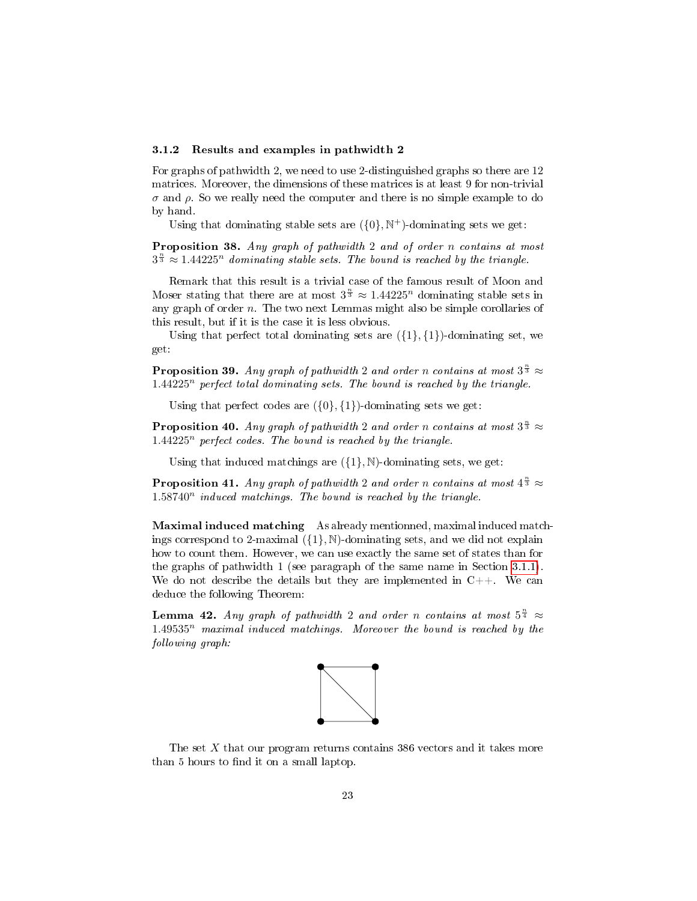### 3.1.2 Results and examples in pathwidth 2

For graphs of pathwidth 2, we need to use 2-distinguished graphs so there are 12 matrices. Moreover, the dimensions of these matrices is at least 9 for non-trivial $\sigma$ and $\rho$. So we really need the computer and there is no simple example to do by hand.

Using that dominating stable sets are $(\{0\}, \mathbb{N}^+)$-dominating sets we get:

**Proposition 38.** *Any graph of pathwidth 2 and of order $n$ contains at most $3^{\frac{n}{3}} \approx 1.44225^n$ dominating stable sets. The bound is reached by the triangle.*

Remark that this result is a trivial case of the famous result of Moon and Moser stating that there are at most $3^{\frac{n}{3}} \approx 1.44225^n$ dominating stable sets in any graph of order $n$. The two next Lemmas might also be simple corollaries of this result, but if it is the case it is less obvious.

Using that perfect total dominating sets are $(\{1\}, \{1\})$-dominating set, we get:

**Proposition 39.** *Any graph of pathwidth 2 and order $n$ contains at most $3^{\frac{n}{3}} \approx 1.44225^n$ perfect total dominating sets. The bound is reached by the triangle.*

Using that perfect codes are $(\{0\}, \{1\})$-dominating sets we get:

**Proposition 40.** *Any graph of pathwidth 2 and order $n$ contains at most $3^{\frac{n}{3}} \approx 1.44225^n$ perfect codes. The bound is reached by the triangle.*

Using that induced matchings are $(\{1\}, \mathbb{N})$-dominating sets, we get:

**Proposition 41.** *Any graph of pathwidth 2 and order $n$ contains at most $4^{\frac{n}{3}} \approx 1.58740^n$ induced matchings. The bound is reached by the triangle.*

**Maximal induced matching** As already mentionned, maximal induced matchings correspond to 2-maximal $(\{1\}, \mathbb{N})$-dominating sets, and we did not explain how to count them. However, we can use exactly the same set of states than for the graphs of pathwidth 1 (see paragraph of the same name in Section 3.1.1). We do not describe the details but they are implemented in C++. We can deduce the following Theorem:

**Lemma 42.** *Any graph of pathwidth 2 and order $n$ contains at most $5^{\frac{n}{4}} \approx 1.49535^n$ maximal induced matchings. Moreover the bound is reached by the following graph:*

The set $X$ that our program returns contains 386 vectors and it takes more than 5 hours to find it on a small laptop.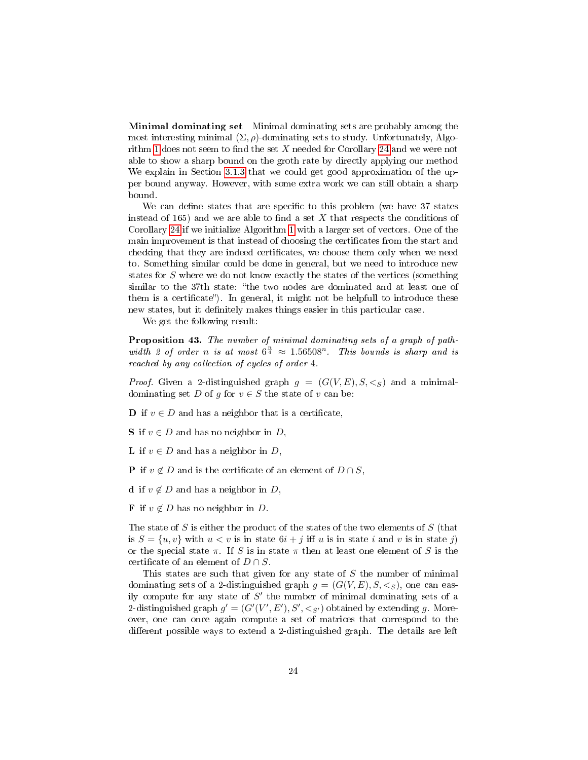**Minimal dominating set** Minimal dominating sets are probably among the most interesting minimal $(\Sigma, \rho)$-dominating sets to study. Unfortunately, Algorithm 1 does not seem to find the set $X$ needed for Corollary 24 and we were not able to show a sharp bound on the groth rate by directly applying our method We explain in Section 3.1.3 that we could get good approximation of the upper bound anyway. However, with some extra work we can still obtain a sharp bound.

We can define states that are specific to this problem (we have 37 states instead of 165) and we are able to find a set $X$ that respects the conditions of Corollary 24 if we initialize Algorithm 1 with a larger set of vectors. One of the main improvement is that instead of choosing the certificates from the start and checking that they are indeed certificates, we choose them only when we need to. Something similar could be done in general, but we need to introduce new states for $S$ where we do not know exactly the states of the vertices (something similar to the 37th state: "the two nodes are dominated and at least one of them is a certificate"). In general, it might not be helpfull to introduce these new states, but it definitely makes things easier in this particular case.

We get the following result:

**Proposition 43.** *The number of minimal dominating sets of a graph of pathwidth 2 of order $n$ is at most $6^{\frac{n}{4}} \approx 1.56508^n$. This bounds is sharp and is reached by any collection of cycles of order 4.*

*Proof.* Given a 2-distinguished graph $g = (G(V,E), S, <_S)$ and a minimal-dominating set $D$ of $g$ for $v \in S$ the state of $v$ can be:

**D** if $v \in D$ and has a neighbor that is a certificate,

**S** if $v \in D$ and has no neighbor in $D$,

**L** if $v \in D$ and has a neighbor in $D$,

**P** if $v \notin D$ and is the certificate of an element of $D \cap S$,

**d** if $v \notin D$ and has a neighbor in $D$,

**F** if $v \notin D$ has no neighbor in $D$.

The state of $S$ is either the product of the states of the two elements of $S$ (that is $S = \{u, v\}$ with $u < v$ is in state $6i + j$ iff $u$ is in state $i$ and $v$ is in state $j$) or the special state $\pi$. If $S$ is in state $\pi$ then at least one element of $S$ is the certificate of an element of $D \cap S$.

This states are such that given for any state of $S$ the number of minimal dominating sets of a 2-distinguished graph $g = (G(V,E), S, <_S)$, one can easily compute for any state of $S'$ the number of minimal dominating sets of a 2-distinguished graph $g' = (G'(V', E'), S', <_{S'})$ obtained by extending $g$. Moreover, one can once again compute a set of matrices that correspond to the different possible ways to extend a 2-distinguished graph. The details are left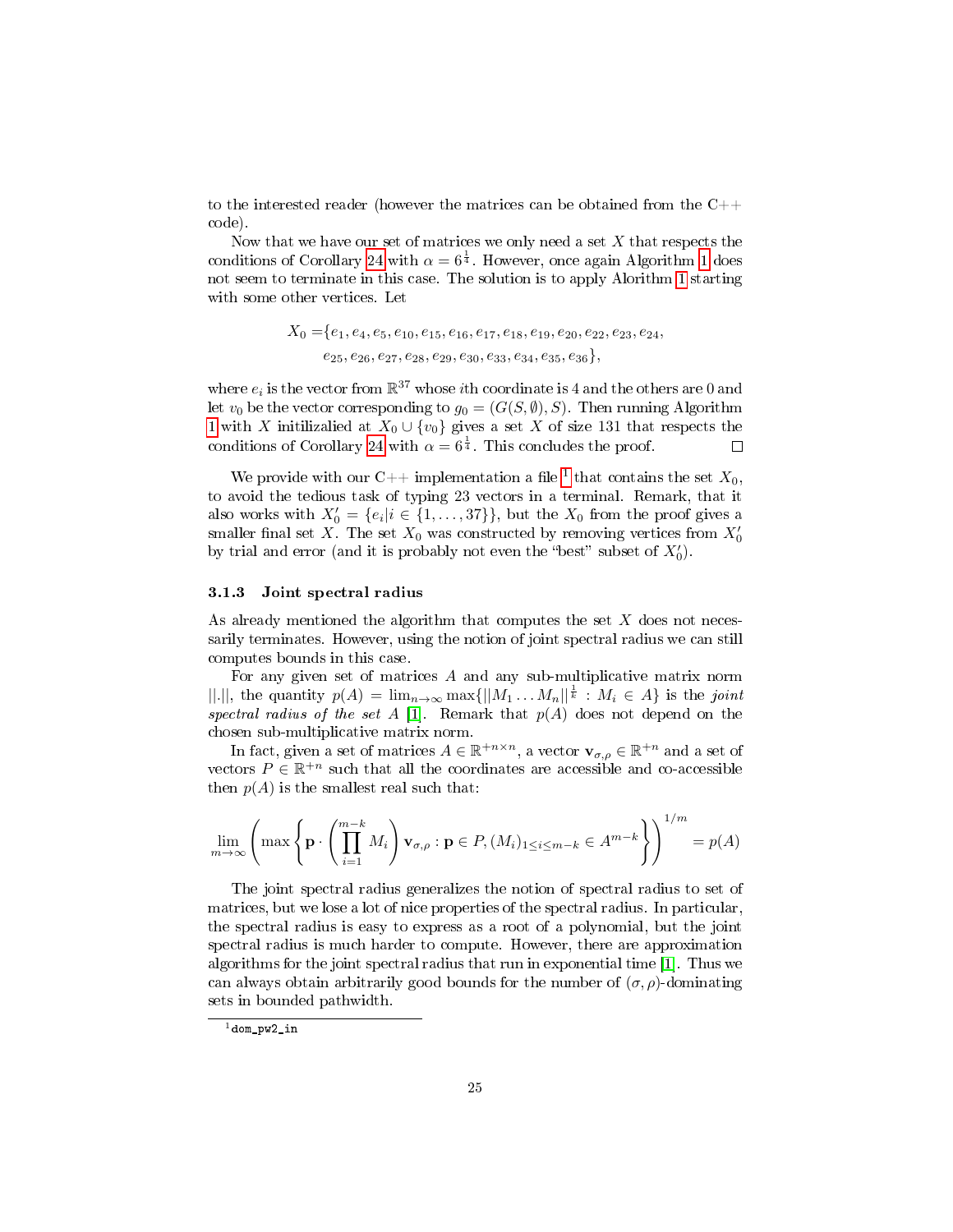to the interested reader (however the matrices can be obtained from the C++ code).

Now that we have our set of matrices we only need a set $X$ that respects the conditions of Corollary 24 with $\alpha = 6^{\frac{1}{4}}$. However, once again Algorithm 1 does not seem to terminate in this case. The solution is to apply Alorithm 1 starting with some other vertices. Let

$$X_0 = \{e_1, e_4, e_5, e_{10}, e_{15}, e_{16}, e_{17}, e_{18}, e_{19}, e_{20}, e_{22}, e_{23}, e_{24}, e_{25}, e_{26}, e_{27}, e_{28}, e_{29}, e_{30}, e_{33}, e_{34}, e_{35}, e_{36}\},$$

where $e_i$ is the vector from $\mathbb{R}^{37}$ whose $i$th coordinate is 4 and the others are 0 and let $v_0$ be the vector corresponding to $g_0 = (G(S, \emptyset), S)$. Then running Algorithm 1 with $X$ initilizalied at $X_0 \cup \{v_0\}$ gives a set $X$ of size 131 that respects the conditions of Corollary 24 with $\alpha = 6^{\frac{1}{4}}$. This concludes the proof. □

We provide with our C++ implementation a file [1] that contains the set $X_0$, to avoid the tedious task of typing 23 vectors in a terminal. Remark, that it also works with $X'_0 = \{e_i | i \in \{1, \dots, 37\}\}$, but the $X_0$ from the proof gives a smaller final set $X$. The set $X_0$ was constructed by removing vertices from $X'_0$ by trial and error (and it is probably not even the "best" subset of $X'_0$).

### 3.1.3 Joint spectral radius

As already mentioned the algorithm that computes the set $X$ does not necessarily terminates. However, using the notion of joint spectral radius we can still computes bounds in this case.

For any given set of matrices $A$ and any sub-multiplicative matrix norm $||.||$, the quantity $p(A) = \lim_{n\to\infty} \max\{||M_1 \dots M_n||^{\frac{1}{k}} : M_i \in A\}$ is the *joint spectral radius of the set* $A$ [1]. Remark that $p(A)$ does not depend on the chosen sub-multiplicative matrix norm.

In fact, given a set of matrices $A \in \mathbb{R}^{+n\times n}$, a vector $\mathbf{v}_{\sigma,\rho} \in \mathbb{R}^{+n}$ and a set of vectors $P \in \mathbb{R}^{+n}$ such that all the coordinates are accessible and co-accessible then $p(A)$ is the smallest real such that:

$$\lim_{m\to\infty} \left( \max \left\{ \mathbf{p} \cdot \left( \prod_{i=1}^{m-k} M_i \right) \mathbf{v}_{\sigma,\rho} : \mathbf{p} \in P, (M_i)_{1\leq i\leq m-k} \in A^{m-k} \right\} \right)^{1/m} = p(A)$$

The joint spectral radius generalizes the notion of spectral radius to set of matrices, but we lose a lot of nice properties of the spectral radius. In particular, the spectral radius is easy to express as a root of a polynomial, but the joint spectral radius is much harder to compute. However, there are approximation algorithms for the joint spectral radius that run in exponential time [1]. Thus we can always obtain arbitrarily good bounds for the number of $(\sigma, \rho)$-dominating sets in bounded pathwidth.

[1] `dom_pw2_in`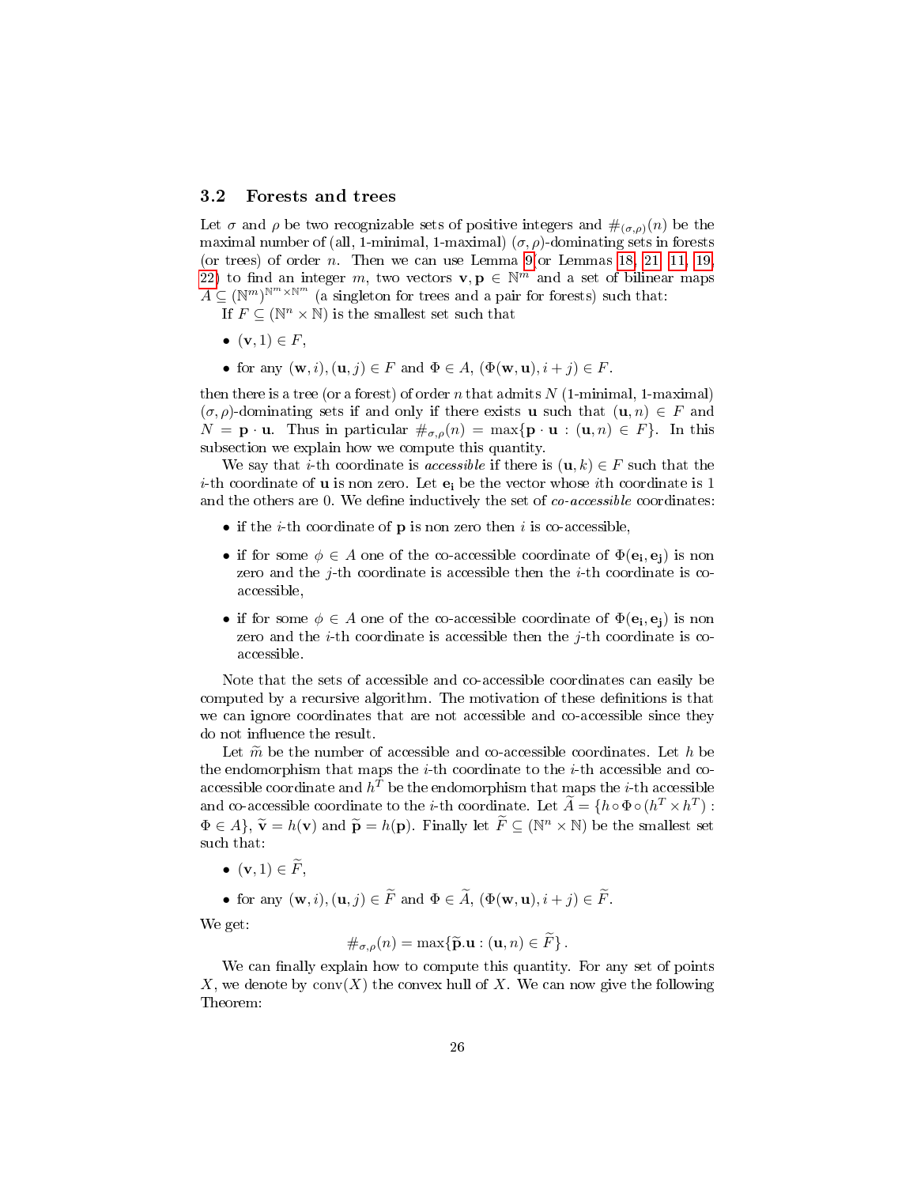### 3.2 Forests and trees

Let $\sigma$ and $\rho$ be two recognizable sets of positive integers and $\#_{(\sigma,\rho)}(n)$ be the maximal number of (all, 1-minimal, 1-maximal) $(\sigma, \rho)$-dominating sets in forests (or trees) of order $n$. Then we can use Lemma 9 or Lemmas 18, 21, 11, 19, 22) to find an integer $m$, two vectors $\mathbf{v}, \mathbf{p} \in \mathbb{N}^m$ and a set of bilinear maps $A \subseteq (\mathbb{N}^m)^{\mathbb{N}^m \times \mathbb{N}^m}$ (a singleton for trees and a pair for forests) such that:

If $F \subseteq (\mathbb{N}^n \times \mathbb{N})$ is the smallest set such that

- $(\mathbf{v}, 1) \in F$,
- for any $(\mathbf{w}, i), (\mathbf{u}, j) \in F$ and $\Phi \in A$, $(\Phi(\mathbf{w}, \mathbf{u}), i + j) \in F$.

then there is a tree (or a forest) of order $n$ that admits $N$ (1-minimal, 1-maximal) $(\sigma, \rho)$-dominating sets if and only if there exists $\mathbf{u}$ such that $(\mathbf{u}, n) \in F$ and $N = \mathbf{p} \cdot \mathbf{u}$. Thus in particular $\#_{\sigma,\rho}(n) = \max\{\mathbf{p} \cdot \mathbf{u} : (\mathbf{u}, n) \in F\}$. In this subsection we explain how we compute this quantity.

We say that $i$-th coordinate is *accessible* if there is $(\mathbf{u}, k) \in F$ such that the $i$-th coordinate of $\mathbf{u}$ is non zero. Let $\mathbf{e_i}$ be the vector whose $i$th coordinate is 1 and the others are 0. We define inductively the set of *co-accessible* coordinates:

- if the $i$-th coordinate of $\mathbf{p}$ is non zero then $i$ is co-accessible,
- if for some $\phi \in A$ one of the co-accessible coordinate of $\Phi(\mathbf{e_i}, \mathbf{e_j})$ is non zero and the $j$-th coordinate is accessible then the $i$-th coordinate is co-accessible,
- if for some $\phi \in A$ one of the co-accessible coordinate of $\Phi(\mathbf{e_i}, \mathbf{e_j})$ is non zero and the $i$-th coordinate is accessible then the $j$-th coordinate is co-accessible.

Note that the sets of accessible and co-accessible coordinates can easily be computed by a recursive algorithm. The motivation of these definitions is that we can ignore coordinates that are not accessible and co-accessible since they do not influence the result.

Let $\widetilde{m}$ be the number of accessible and co-accessible coordinates. Let $h$ be the endomorphism that maps the $i$-th coordinate to the $i$-th accessible and co-accessible coordinate and $h^T$ be the endomorphism that maps the $i$-th accessible and co-accessible coordinate to the $i$-th coordinate. Let $\widetilde{A} = \{h \circ \Phi \circ (h^T \times h^T) : \Phi \in A\}$, $\widetilde{\mathbf{v}} = h(\mathbf{v})$ and $\widetilde{\mathbf{p}} = h(\mathbf{p})$. Finally let $\widetilde{F} \subseteq (\mathbb{N}^n \times \mathbb{N})$ be the smallest set such that:

- $(\mathbf{v}, 1) \in \widetilde{F}$,
- for any $(\mathbf{w}, i), (\mathbf{u}, j) \in \widetilde{F}$ and $\Phi \in \widetilde{A}$, $(\Phi(\mathbf{w}, \mathbf{u}), i + j) \in \widetilde{F}$.

We get:

$$\#_{\sigma,\rho}(n) = \max\{\widetilde{\mathbf{p}}.\mathbf{u} : (\mathbf{u}, n) \in \widetilde{F}\}\,.$$

We can finally explain how to compute this quantity. For any set of points $X$, we denote by $\text{conv}(X)$ the convex hull of $X$. We can now give the following Theorem: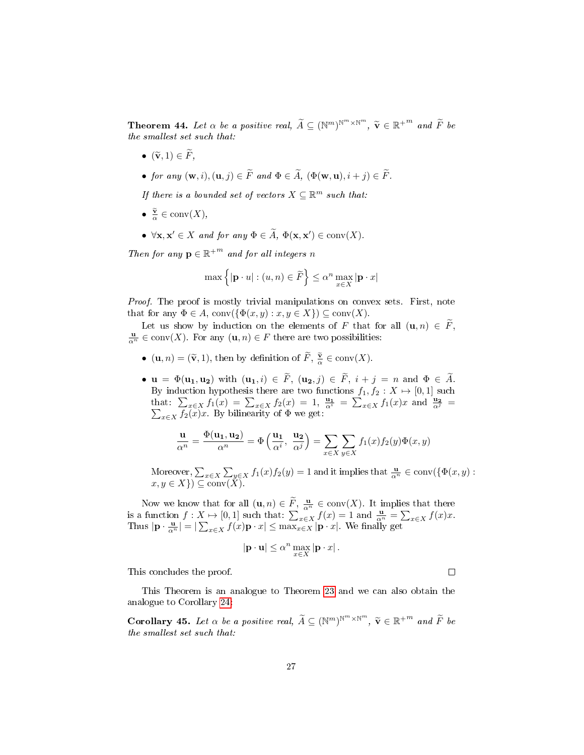**Theorem 44.** *Let $\alpha$ be a positive real, $\widetilde{A} \subseteq (\mathbb{N}^m)^{\mathbb{N}^m \times \mathbb{N}^m}$, $\widetilde{\mathbf{v}} \in {\mathbb{R}^+}^m$ and $\widetilde{F}$ be the smallest set such that:*

- *$(\widetilde{\mathbf{v}}, 1) \in \widetilde{F}$,*
- *for any $(\mathbf{w}, i), (\mathbf{u}, j) \in \widetilde{F}$ and $\Phi \in \widetilde{A}$, $(\Phi(\mathbf{w}, \mathbf{u}), i + j) \in \widetilde{F}$.*

*If there is a bounded set of vectors $X \subseteq \mathbb{R}^m$ such that:*

- *$\frac{\widetilde{\mathbf{v}}}{\alpha} \in \operatorname{conv}(X)$,*
- *$\forall \mathbf{x}, \mathbf{x}' \in X$ and for any $\Phi \in \widetilde{A}$, $\Phi(\mathbf{x}, \mathbf{x}') \in \operatorname{conv}(X)$.*

*Then for any $\mathbf{p} \in {\mathbb{R}^+}^m$ and for all integers $n$*

$$\max \left\{ |\mathbf{p} \cdot u| : (u, n) \in \widetilde{F} \right\} \leq \alpha^n \max_{x \in X} |\mathbf{p} \cdot x|$$

*Proof.* The proof is mostly trivial manipulations on convex sets. First, note that for any $\Phi \in A$, $\operatorname{conv}(\{\Phi(x, y) : x, y \in X\}) \subseteq \operatorname{conv}(X)$.

Let us show by induction on the elements of $F$ that for all $(\mathbf{u}, n) \in \widetilde{F}$, $\frac{\mathbf{u}}{\alpha^n} \in \operatorname{conv}(X)$. For any $(\mathbf{u}, n) \in F$ there are two possibilities:

- $(\mathbf{u}, n) = (\widetilde{\mathbf{v}}, 1)$, then by definition of $\widetilde{F}$, $\frac{\widetilde{\mathbf{v}}}{\alpha} \in \operatorname{conv}(X)$.
- $\mathbf{u} = \Phi(\mathbf{u_1}, \mathbf{u_2})$ with $(\mathbf{u_1}, i) \in \widetilde{F}$, $(\mathbf{u_2}, j) \in \widetilde{F}$, $i + j = n$ and $\Phi \in \widetilde{A}$. By induction hypothesis there are two functions $f_1, f_2 : X \mapsto [0, 1]$ such that: $\sum_{x \in X} f_1(x) = \sum_{x \in X} f_2(x) = 1$, $\frac{\mathbf{u_1}}{\alpha^i} = \sum_{x \in X} f_1(x) x$ and $\frac{\mathbf{u_2}}{\alpha^j} = \sum_{x \in X} f_2(x) x$. By bilinearity of $\Phi$ we get:

$$\frac{\mathbf{u}}{\alpha^n} = \frac{\Phi(\mathbf{u_1}, \mathbf{u_2})}{\alpha^n} = \Phi\left(\frac{\mathbf{u_1}}{\alpha^i}, \frac{\mathbf{u_2}}{\alpha^j}\right) = \sum_{x \in X} \sum_{y \in X} f_1(x) f_2(y) \Phi(x, y)$$

  Moreover, $\sum_{x \in X} \sum_{y \in X} f_1(x) f_2(y) = 1$ and it implies that $\frac{\mathbf{u}}{\alpha^n} \in \operatorname{conv}(\{\Phi(x, y) : x, y \in X\}) \subseteq \operatorname{conv}(X)$.

Now we know that for all $(\mathbf{u}, n) \in \widetilde{F}$, $\frac{\mathbf{u}}{\alpha^n} \in \operatorname{conv}(X)$. It implies that there is a function $f : X \mapsto [0, 1]$ such that: $\sum_{x \in X} f(x) = 1$ and $\frac{\mathbf{u}}{\alpha^n} = \sum_{x \in X} f(x) x$. Thus $|\mathbf{p} \cdot \frac{\mathbf{u}}{\alpha^n}| = |\sum_{x \in X} f(x) \mathbf{p} \cdot x| \leq \max_{x \in X} |\mathbf{p} \cdot x|$. We finally get

$$|\mathbf{p} \cdot \mathbf{u}| \leq \alpha^n \max_{x \in X} |\mathbf{p} \cdot x| .$$

This concludes the proof. ◻

This Theorem is an analogue to Theorem 23 and we can also obtain the analogue to Corollary 24:

**Corollary 45.** *Let $\alpha$ be a positive real, $\widetilde{A} \subseteq (\mathbb{N}^m)^{\mathbb{N}^m \times \mathbb{N}^m}$, $\widetilde{\mathbf{v}} \in {\mathbb{R}^+}^m$ and $\widetilde{F}$ be the smallest set such that:*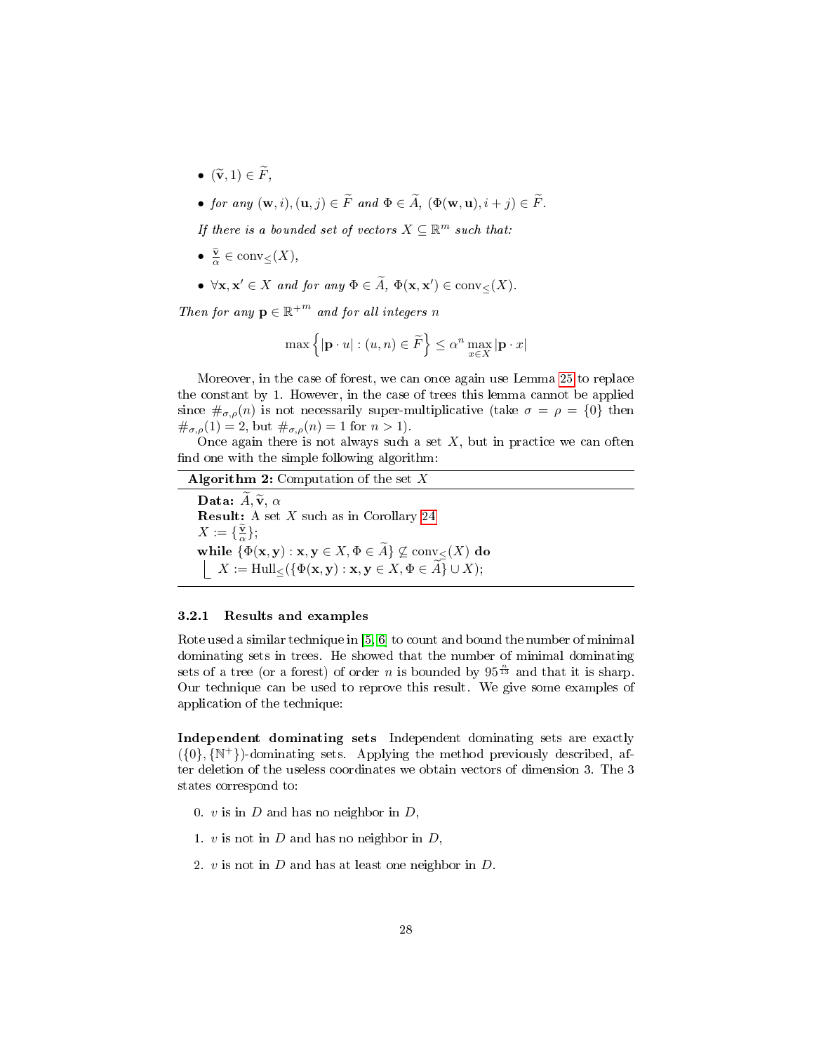- $(\widetilde{\mathbf{v}}, 1) \in \widetilde{F}$,
- *for any* $(\mathbf{w}, i), (\mathbf{u}, j) \in \widetilde{F}$ *and* $\Phi \in \widetilde{A}$, $(\Phi(\mathbf{w}, \mathbf{u}), i + j) \in \widetilde{F}$.

*If there is a bounded set of vectors* $X \subseteq \mathbb{R}^m$ *such that:*

- $\frac{\widetilde{\mathbf{v}}}{\alpha} \in \mathrm{conv}_{\leq}(X)$,
- $\forall \mathbf{x}, \mathbf{x}' \in X$ *and for any* $\Phi \in \widetilde{A}$, $\Phi(\mathbf{x}, \mathbf{x}') \in \mathrm{conv}_{\leq}(X)$.

*Then for any* $\mathbf{p} \in \mathbb{R}^{+m}$ *and for all integers* $n$

$$\max\left\{ |\mathbf{p} \cdot u| : (u, n) \in \widetilde{F} \right\} \leq \alpha^n \max_{x \in X} |\mathbf{p} \cdot x|$$

Moreover, in the case of forest, we can once again use Lemma 25 to replace the constant by 1. However, in the case of trees this lemma cannot be applied since $\#_{\sigma,\rho}(n)$ is not necessarily super-multiplicative (take $\sigma = \rho = \{0\}$ then $\#_{\sigma,\rho}(1) = 2$, but $\#_{\sigma,\rho}(n) = 1$ for $n > 1$).

Once again there is not always such a set $X$, but in practice we can often find one with the simple following algorithm:

```
Algorithm 2: Computation of the set X
Data: Ã, ṽ, α
Result: A set X such as in Corollary 24
X := {ṽ/α};
while {Φ(x, y) : x, y ∈ X, Φ ∈ Ã} ⊈ conv≤(X) do
    X := Hull≤({Φ(x, y) : x, y ∈ X, Φ ∈ Ã} ∪ X);
```

#### 3.2.1 Results and examples

Rote used a similar technique in [5, 6] to count and bound the number of minimal dominating sets in trees. He showed that the number of minimal dominating sets of a tree (or a forest) of order $n$ is bounded by $95^{\frac{n}{13}}$ and that it is sharp. Our technique can be used to reprove this result. We give some examples of application of the technique:

**Independent dominating sets** Independent dominating sets are exactly $(\{0\}, \{\mathbb{N}^+\})$-dominating sets. Applying the method previously described, after deletion of the useless coordinates we obtain vectors of dimension 3. The 3 states correspond to:

0. $v$ is in $D$ and has no neighbor in $D$,
1. $v$ is not in $D$ and has no neighbor in $D$,
2. $v$ is not in $D$ and has at least one neighbor in $D$.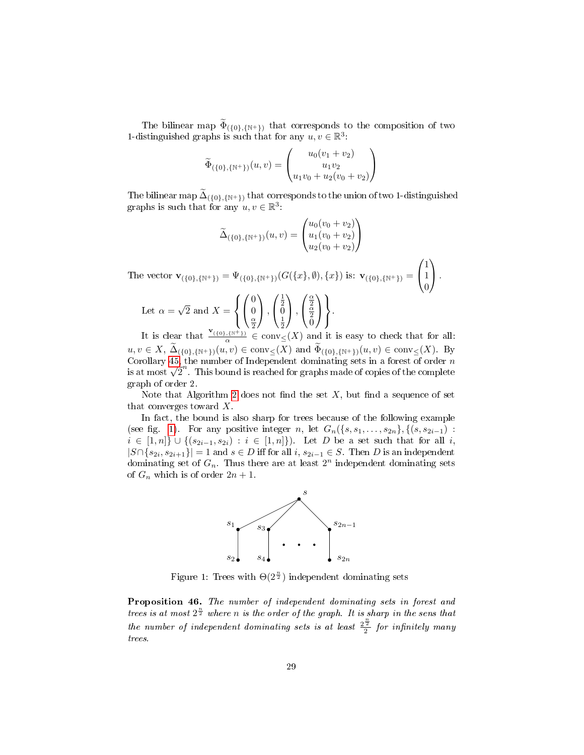The bilinear map $\widetilde{\Phi}_{(\{0\},\{\mathbb{N}^+\})}$ that corresponds to the composition of two 1-distinguished graphs is such that for any $u, v \in \mathbb{R}^3$:

$$\widetilde{\Phi}_{(\{0\},\{\mathbb{N}^+\})}(u,v) = \begin{pmatrix} u_0(v_1+v_2) \\ u_1 v_2 \\ u_1 v_0 + u_2(v_0+v_2) \end{pmatrix}$$

The bilinear map $\widetilde{\Delta}_{(\{0\},\{\mathbb{N}^+\})}$ that corresponds to the union of two 1-distinguished graphs is such that for any $u, v \in \mathbb{R}^3$:

$$\widetilde{\Delta}_{(\{0\},\{\mathbb{N}^+\})}(u,v) = \begin{pmatrix} u_0(v_0+v_2) \\ u_1(v_0+v_2) \\ u_2(v_0+v_2) \end{pmatrix}$$

The vector $\mathbf{v}_{(\{0\},\{\mathbb{N}^+\})} = \Psi_{(\{0\},\{\mathbb{N}^+\})}(G(\{x\},\emptyset),\{x\})$ is: $\mathbf{v}_{(\{0\},\{\mathbb{N}^+\})} = \begin{pmatrix} 1 \\ 1 \\ 0 \end{pmatrix}$.

Let $\alpha = \sqrt{2}$ and $X = \left\{ \begin{pmatrix} 0 \\ 0 \\ \frac{\alpha}{2} \end{pmatrix}, \begin{pmatrix} \frac{1}{2} \\ 0 \\ \frac{1}{2} \end{pmatrix}, \begin{pmatrix} \frac{\alpha}{2} \\ \frac{\alpha}{2} \\ 0 \end{pmatrix} \right\}$.

It is clear that $\frac{\mathbf{v}_{(\{0\},\{\mathbb{N}^+\})}}{\alpha} \in \mathrm{conv}_{\leq}(X)$ and it is easy to check that for all: $u, v \in X$, $\widetilde{\Delta}_{(\{0\},\{\mathbb{N}^+\})}(u,v) \in \mathrm{conv}_{\leq}(X)$ and $\widetilde{\Phi}_{(\{0\},\{\mathbb{N}^+\})}(u,v) \in \mathrm{conv}_{\leq}(X)$. By Corollary 45, the number of Independent dominating sets in a forest of order $n$ is at most $\sqrt{2}^n$. This bound is reached for graphs made of copies of the complete graph of order 2.

Note that Algorithm 2 does not find the set $X$, but find a sequence of set that converges toward $X$.

In fact, the bound is also sharp for trees because of the following example (see fig. 1). For any positive integer $n$, let $G_n(\{s, s_1, \dots, s_{2n}\}, \{(s, s_{2i-1}) : i \in [1,n]\} \cup \{(s_{2i-1}, s_{2i}) : i \in [1,n]\})$. Let $D$ be a set such that for all $i$, $|S \cap \{s_{2i}, s_{2i+1}\}| = 1$ and $s \in D$ iff for all $i$, $s_{2i-1} \in S$. Then $D$ is an independent dominating set of $G_n$. Thus there are at least $2^n$ independent dominating sets of $G_n$ which is of order $2n+1$.

Figure 1: Trees with $\Theta(2^{\frac{n}{2}})$ independent dominating sets

**Proposition 46.** *The number of independent dominating sets in forest and trees is at most $2^{\frac{n}{2}}$ where $n$ is the order of the graph. It is sharp in the sens that the number of independent dominating sets is at least $\frac{2^{\frac{n}{2}}}{2}$ for infinitely many trees.*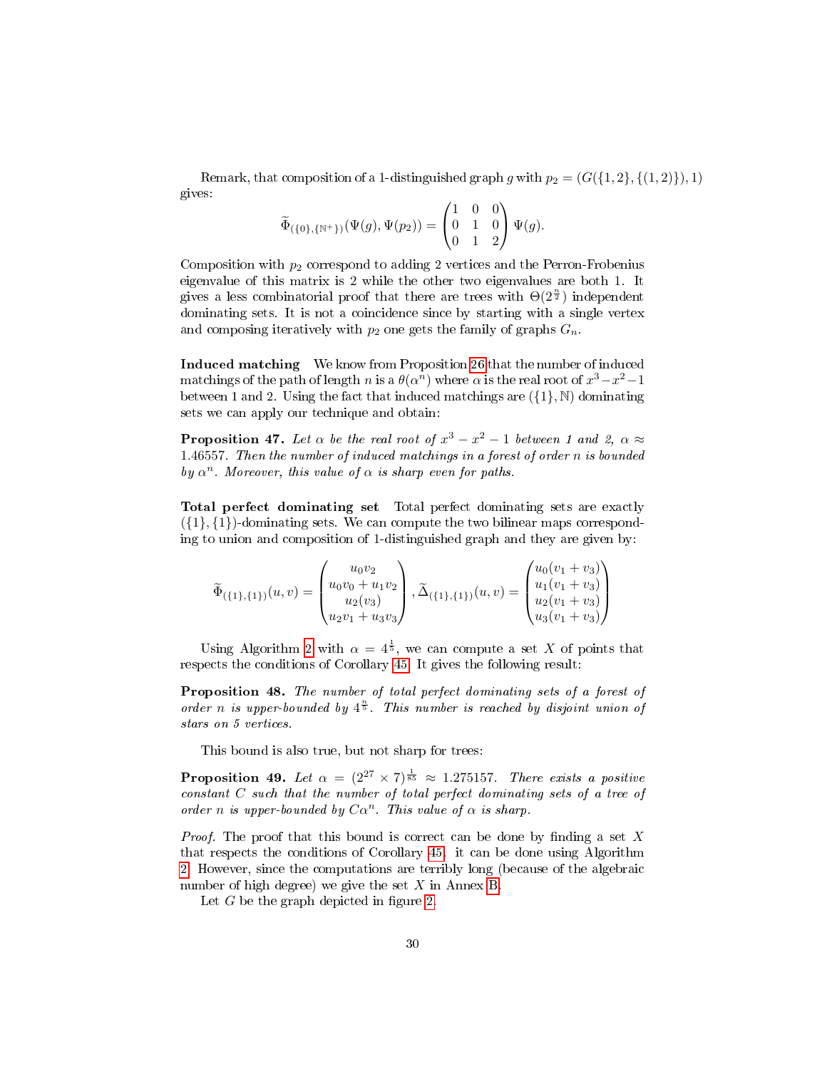Remark, that composition of a 1-distinguished graph $g$ with $p_2 = (G(\{1,2\},\{(1,2)\}),1)$ gives:

$$\widetilde{\Phi}_{(\{0\},\{\mathbb{N}^+\})}(\Psi(g),\Psi(p_2)) = \begin{pmatrix} 1 & 0 & 0 \\ 0 & 1 & 0 \\ 0 & 1 & 2 \end{pmatrix} \Psi(g).$$

Composition with $p_2$ correspond to adding 2 vertices and the Perron-Frobenius eigenvalue of this matrix is 2 while the other two eigenvalues are both 1. It gives a less combinatorial proof that there are trees with $\Theta(2^{\frac{n}{2}})$ independent dominating sets. It is not a coincidence since by starting with a single vertex and composing iteratively with $p_2$ one gets the family of graphs $G_n$.

**Induced matching** We know from Proposition 26 that the number of induced matchings of the path of length $n$ is a $\theta(\alpha^n)$ where $\alpha$ is the real root of $x^3-x^2-1$ between 1 and 2. Using the fact that induced matchings are $(\{1\},\mathbb{N})$ dominating sets we can apply our technique and obtain:

**Proposition 47.** *Let $\alpha$ be the real root of $x^3 - x^2 - 1$ between 1 and 2, $\alpha \approx 1.46557$. Then the number of induced matchings in a forest of order $n$ is bounded by $\alpha^n$. Moreover, this value of $\alpha$ is sharp even for paths.*

**Total perfect dominating set** Total perfect dominating sets are exactly $(\{1\},\{1\})$-dominating sets. We can compute the two bilinear maps corresponding to union and composition of 1-distinguished graph and they are given by:

$$\widetilde{\Phi}_{(\{1\},\{1\})}(u,v) = \begin{pmatrix} u_0v_2 \\ u_0v_0 + u_1v_2 \\ u_2(v_3) \\ u_2v_1 + u_3v_3 \end{pmatrix}, \widetilde{\Delta}_{(\{1\},\{1\})}(u,v) = \begin{pmatrix} u_0(v_1+v_3) \\ u_1(v_1+v_3) \\ u_2(v_1+v_3) \\ u_3(v_1+v_3) \end{pmatrix}$$

Using Algorithm 2 with $\alpha = 4^{\frac{1}{5}}$, we can compute a set $X$ of points that respects the conditions of Corollary 45. It gives the following result:

**Proposition 48.** *The number of total perfect dominating sets of a forest of order $n$ is upper-bounded by $4^{\frac{n}{5}}$. This number is reached by disjoint union of stars on 5 vertices.*

This bound is also true, but not sharp for trees:

**Proposition 49.** *Let $\alpha = (2^{27} \times 7)^{\frac{1}{85}} \approx 1.275157$. There exists a positive constant $C$ such that the number of total perfect dominating sets of a tree of order $n$ is upper-bounded by $C\alpha^n$. This value of $\alpha$ is sharp.*

*Proof.* The proof that this bound is correct can be done by finding a set $X$ that respects the conditions of Corollary 45, it can be done using Algorithm 2. However, since the computations are terribly long (because of the algebraic number of high degree) we give the set $X$ in Annex B.

Let $G$ be the graph depicted in figure 2.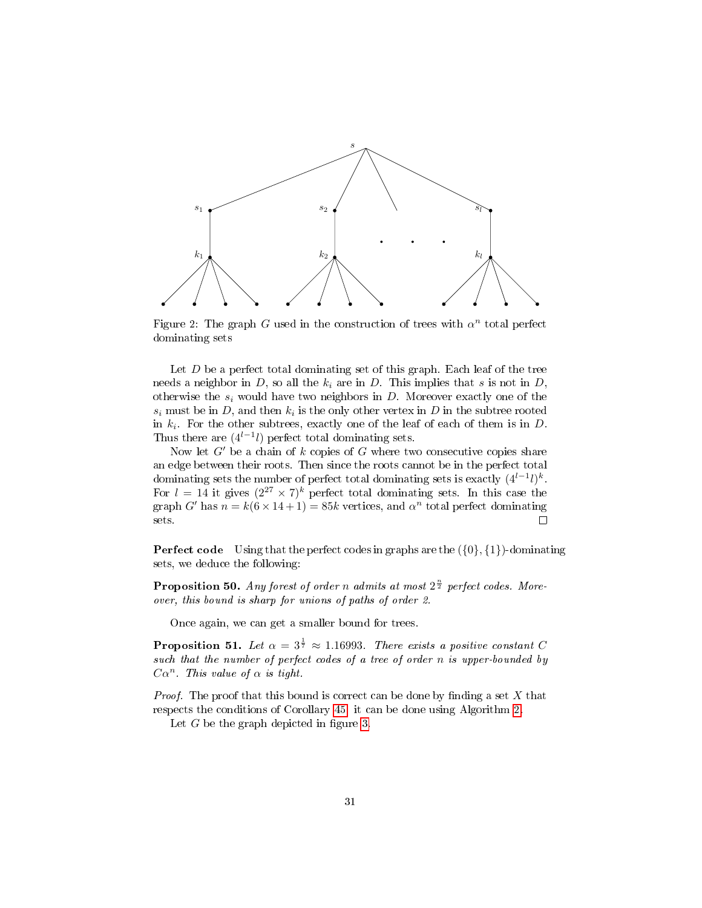Figure 2: The graph $G$ used in the construction of trees with $\alpha^n$ total perfect dominating sets

Let $D$ be a perfect total dominating set of this graph. Each leaf of the tree needs a neighbor in $D$, so all the $k_i$ are in $D$. This implies that $s$ is not in $D$, otherwise the $s_i$ would have two neighbors in $D$. Moreover exactly one of the $s_i$ must be in $D$, and then $k_i$ is the only other vertex in $D$ in the subtree rooted in $k_i$. For the other subtrees, exactly one of the leaf of each of them is in $D$. Thus there are $(4^{l-1}l)$ perfect total dominating sets.

Now let $G'$ be a chain of $k$ copies of $G$ where two consecutive copies share an edge between their roots. Then since the roots cannot be in the perfect total dominating sets the number of perfect total dominating sets is exactly $(4^{l-1}l)^k$. For $l = 14$ it gives $(2^{27} \times 7)^k$ perfect total dominating sets. In this case the graph $G'$ has $n = k(6 \times 14 + 1) = 85k$ vertices, and $\alpha^n$ total perfect dominating sets. $\square$

**Perfect code** Using that the perfect codes in graphs are the $(\{0\}, \{1\})$-dominating sets, we deduce the following:

**Proposition 50.** *Any forest of order $n$ admits at most $2^{\frac{n}{2}}$ perfect codes. Moreover, this bound is sharp for unions of paths of order 2.*

Once again, we can get a smaller bound for trees.

**Proposition 51.** *Let $\alpha = 3^{\frac{1}{7}} \approx 1.16993$. There exists a positive constant $C$ such that the number of perfect codes of a tree of order $n$ is upper-bounded by $C\alpha^n$. This value of $\alpha$ is tight.*

*Proof.* The proof that this bound is correct can be done by finding a set $X$ that respects the conditions of Corollary 45, it can be done using Algorithm 2.

Let $G$ be the graph depicted in figure 3.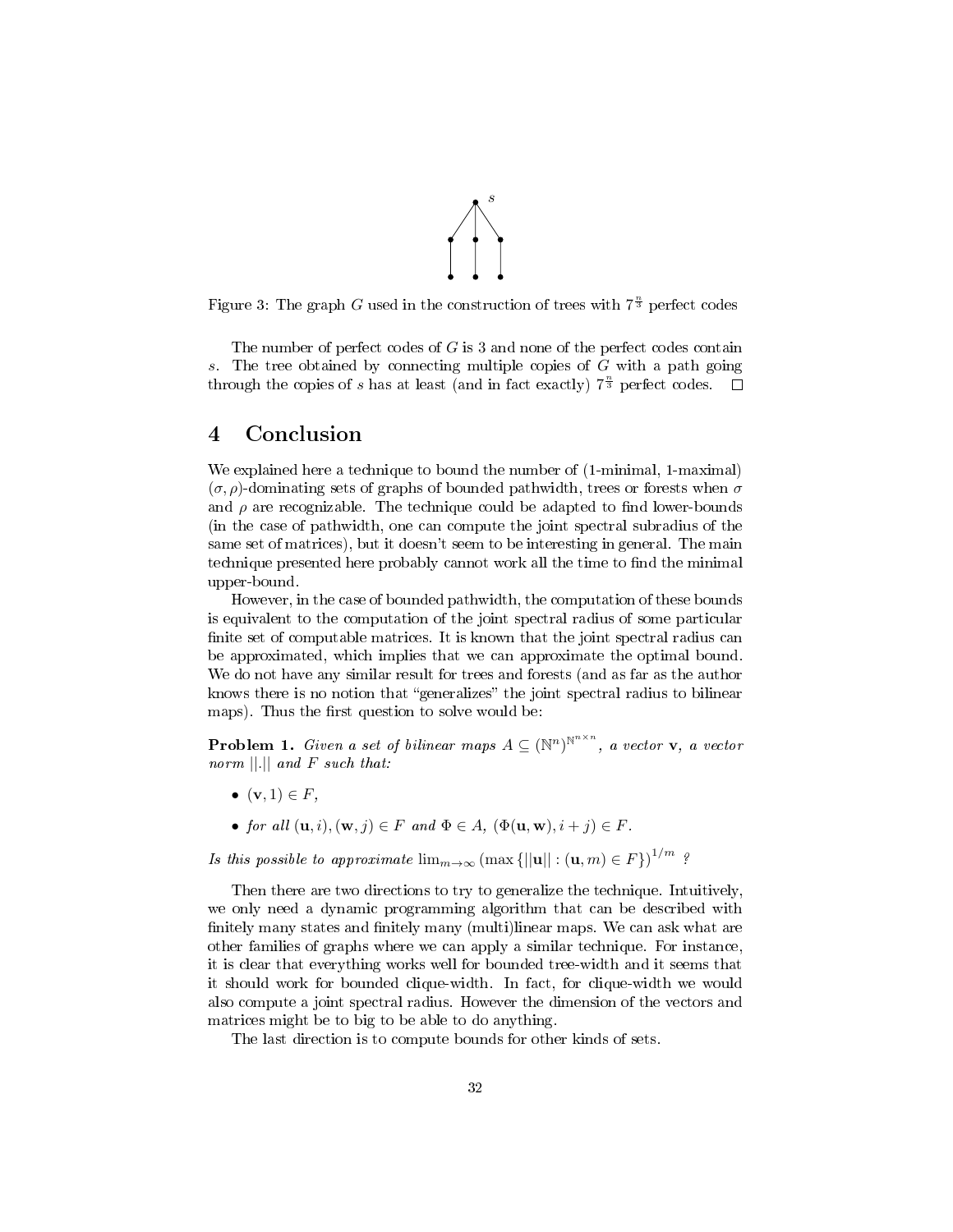Figure 3: The graph $G$ used in the construction of trees with $7^{\frac{n}{3}}$ perfect codes

The number of perfect codes of $G$ is 3 and none of the perfect codes contain $s$. The tree obtained by connecting multiple copies of $G$ with a path going through the copies of $s$ has at least (and in fact exactly) $7^{\frac{n}{3}}$ perfect codes. □

# 4 Conclusion

We explained here a technique to bound the number of (1-minimal, 1-maximal) $(\sigma, \rho)$-dominating sets of graphs of bounded pathwidth, trees or forests when $\sigma$ and $\rho$ are recognizable. The technique could be adapted to find lower-bounds (in the case of pathwidth, one can compute the joint spectral subradius of the same set of matrices), but it doesn't seem to be interesting in general. The main technique presented here probably cannot work all the time to find the minimal upper-bound.

However, in the case of bounded pathwidth, the computation of these bounds is equivalent to the computation of the joint spectral radius of some particular finite set of computable matrices. It is known that the joint spectral radius can be approximated, which implies that we can approximate the optimal bound. We do not have any similar result for trees and forests (and as far as the author knows there is no notion that "generalizes" the joint spectral radius to bilinear maps). Thus the first question to solve would be:

**Problem 1.** *Given a set of bilinear maps $A \subseteq (\mathbb{N}^n)^{\mathbb{N}^{n\times n}}$, a vector $\mathbf{v}$, a vector norm $||.||$ and $F$ such that:*

- $(\mathbf{v}, 1) \in F$,
- *for all* $(\mathbf{u}, i), (\mathbf{w}, j) \in F$ *and* $\Phi \in A$, $(\Phi(\mathbf{u}, \mathbf{w}), i + j) \in F$.

*Is this possible to approximate* $\lim_{m\to\infty} \left(\max\left\{||\mathbf{u}|| : (\mathbf{u}, m) \in F\right\}\right)^{1/m}$ *?*

Then there are two directions to try to generalize the technique. Intuitively, we only need a dynamic programming algorithm that can be described with finitely many states and finitely many (multi)linear maps. We can ask what are other families of graphs where we can apply a similar technique. For instance, it is clear that everything works well for bounded tree-width and it seems that it should work for bounded clique-width. In fact, for clique-width we would also compute a joint spectral radius. However the dimension of the vectors and matrices might be to big to be able to do anything.

The last direction is to compute bounds for other kinds of sets.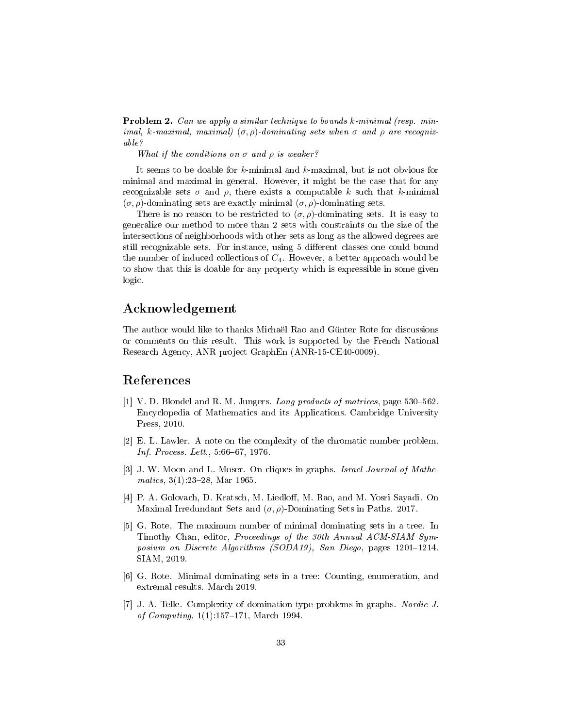**Problem 2.** *Can we apply a similar technique to bounds $k$-minimal (resp. minimal, $k$-maximal, maximal) $(\sigma, \rho)$-dominating sets when $\sigma$ and $\rho$ are recognizable?*

*What if the conditions on $\sigma$ and $\rho$ is weaker?*

It seems to be doable for $k$-minimal and $k$-maximal, but is not obvious for minimal and maximal in general. However, it might be the case that for any recognizable sets $\sigma$ and $\rho$, there exists a computable $k$ such that $k$-minimal $(\sigma, \rho)$-dominating sets are exactly minimal $(\sigma, \rho)$-dominating sets.

There is no reason to be restricted to $(\sigma, \rho)$-dominating sets. It is easy to generalize our method to more than 2 sets with constraints on the size of the intersections of neighborhoods with other sets as long as the allowed degrees are still recognizable sets. For instance, using 5 different classes one could bound the number of induced collections of $C_4$. However, a better approach would be to show that this is doable for any property which is expressible in some given logic.

# Acknowledgement

The author would like to thanks Michaël Rao and Günter Rote for discussions or comments on this result. This work is supported by the French National Research Agency, ANR project GraphEn (ANR-15-CE40-0009).

# References

[1] V. D. Blondel and R. M. Jungers. *Long products of matrices*, page 530–562. Encyclopedia of Mathematics and its Applications. Cambridge University Press, 2010.

[2] E. L. Lawler. A note on the complexity of the chromatic number problem. *Inf. Process. Lett.*, 5:66–67, 1976.

[3] J. W. Moon and L. Moser. On cliques in graphs. *Israel Journal of Mathematics*, 3(1):23–28, Mar 1965.

[4] P. A. Golovach, D. Kratsch, M. Liedloff, M. Rao, and M. Yosri Sayadi. On Maximal Irredundant Sets and $(\sigma, \rho)$-Dominating Sets in Paths. 2017.

[5] G. Rote. The maximum number of minimal dominating sets in a tree. In Timothy Chan, editor, *Proceedings of the 30th Annual ACM-SIAM Symposium on Discrete Algorithms (SODA19), San Diego*, pages 1201–1214. SIAM, 2019.

[6] G. Rote. Minimal dominating sets in a tree: Counting, enumeration, and extremal results. March 2019.

[7] J. A. Telle. Complexity of domination-type problems in graphs. *Nordic J. of Computing*, 1(1):157–171, March 1994.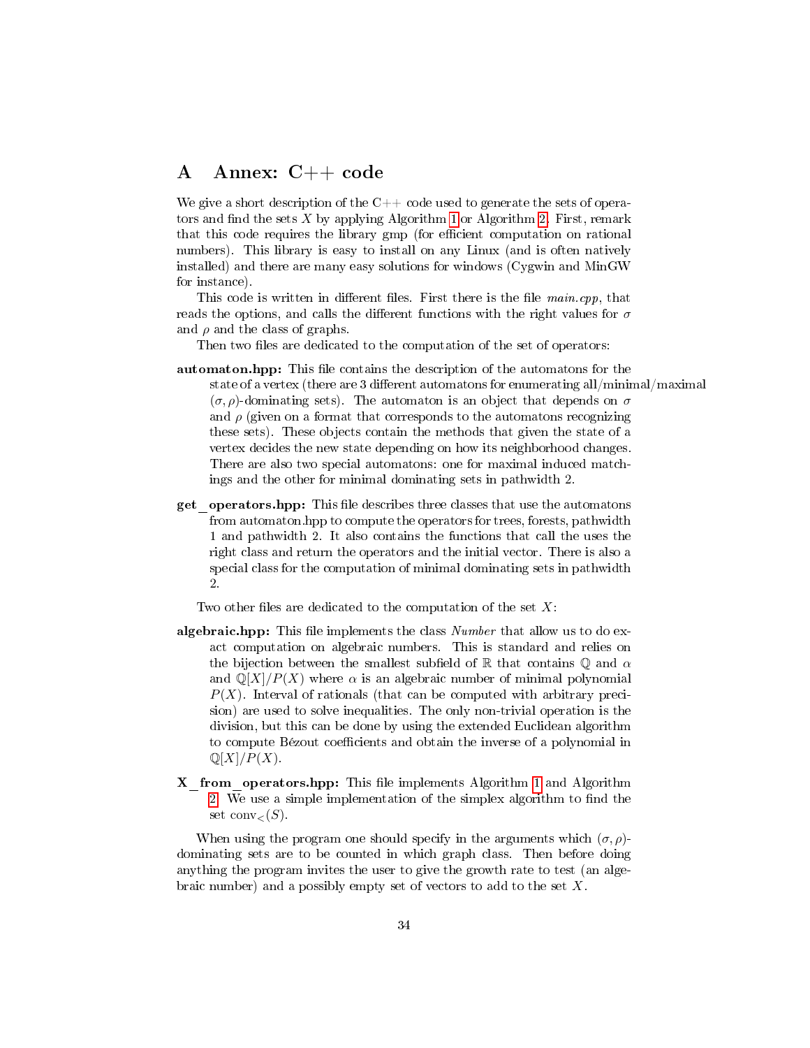# A Annex: C++ code

We give a short description of the C++ code used to generate the sets of operators and find the sets $X$ by applying Algorithm 1 or Algorithm 2. First, remark that this code requires the library gmp (for efficient computation on rational numbers). This library is easy to install on any Linux (and is often natively installed) and there are many easy solutions for windows (Cygwin and MinGW for instance).

This code is written in different files. First there is the file *main.cpp*, that reads the options, and calls the different functions with the right values for $\sigma$ and $\rho$ and the class of graphs.

Then two files are dedicated to the computation of the set of operators:

**automaton.hpp:** This file contains the description of the automatons for the state of a vertex (there are 3 different automatons for enumerating all/minimal/maximal $(\sigma, \rho)$-dominating sets). The automaton is an object that depends on $\sigma$ and $\rho$ (given on a format that corresponds to the automatons recognizing these sets). These objects contain the methods that given the state of a vertex decides the new state depending on how its neighborhood changes. There are also two special automatons: one for maximal induced matchings and the other for minimal dominating sets in pathwidth 2.

**get_operators.hpp:** This file describes three classes that use the automatons from automaton.hpp to compute the operators for trees, forests, pathwidth 1 and pathwidth 2. It also contains the functions that call the uses the right class and return the operators and the initial vector. There is also a special class for the computation of minimal dominating sets in pathwidth 2.

Two other files are dedicated to the computation of the set $X$:

**algebraic.hpp:** This file implements the class *Number* that allow us to do exact computation on algebraic numbers. This is standard and relies on the bijection between the smallest subfield of $\mathbb{R}$ that contains $\mathbb{Q}$ and $\alpha$ and $\mathbb{Q}[X]/P(X)$ where $\alpha$ is an algebraic number of minimal polynomial $P(X)$. Interval of rationals (that can be computed with arbitrary precision) are used to solve inequalities. The only non-trivial operation is the division, but this can be done by using the extended Euclidean algorithm to compute Bézout coefficients and obtain the inverse of a polynomial in $\mathbb{Q}[X]/P(X)$.

**X_from_operators.hpp:** This file implements Algorithm 1 and Algorithm 2. We use a simple implementation of the simplex algorithm to find the set $\text{conv}_<(S)$.

When using the program one should specify in the arguments which $(\sigma, \rho)$-dominating sets are to be counted in which graph class. Then before doing anything the program invites the user to give the growth rate to test (an algebraic number) and a possibly empty set of vectors to add to the set $X$.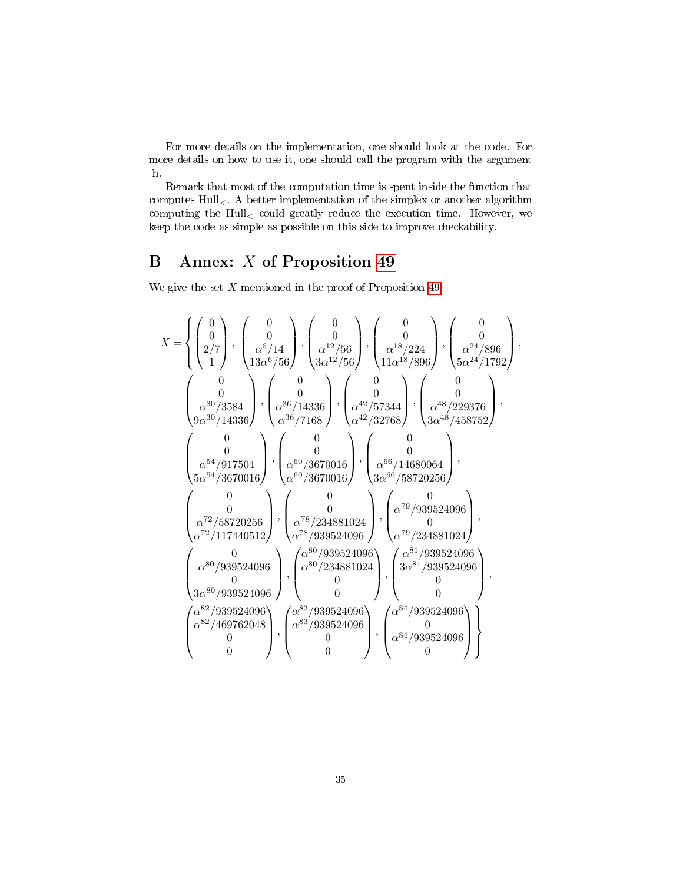For more details on the implementation, one should look at the code. For more details on how to use it, one should call the program with the argument -h.

Remark that most of the computation time is spent inside the function that computes $\mathrm{Hull}_<$. A better implementation of the simplex or another algorithm computing the $\mathrm{Hull}_<$ could greatly reduce the execution time. However, we keep the code as simple as possible on this side to improve checkability.

# B Annex: $X$ of Proposition 49

We give the set $X$ mentioned in the proof of Proposition 49:

$$
X = \left\{ \begin{pmatrix} 0 \\ 0 \\ 2/7 \\ 1 \end{pmatrix}, \begin{pmatrix} 0 \\ 0 \\ \alpha^6/14 \\ 13\alpha^6/56 \end{pmatrix}, \begin{pmatrix} 0 \\ 0 \\ \alpha^{12}/56 \\ 3\alpha^{12}/56 \end{pmatrix}, \begin{pmatrix} 0 \\ 0 \\ \alpha^{18}/224 \\ 11\alpha^{18}/896 \end{pmatrix}, \begin{pmatrix} 0 \\ 0 \\ \alpha^{24}/896 \\ 5\alpha^{24}/1792 \end{pmatrix}, \right.
$$

$$
\begin{pmatrix} 0 \\ 0 \\ \alpha^{30}/3584 \\ 9\alpha^{30}/14336 \end{pmatrix}, \begin{pmatrix} 0 \\ 0 \\ \alpha^{36}/14336 \\ \alpha^{36}/7168 \end{pmatrix}, \begin{pmatrix} 0 \\ 0 \\ \alpha^{42}/57344 \\ \alpha^{42}/32768 \end{pmatrix}, \begin{pmatrix} 0 \\ 0 \\ \alpha^{48}/229376 \\ 3\alpha^{48}/458752 \end{pmatrix},
$$

$$
\begin{pmatrix} 0 \\ 0 \\ \alpha^{54}/917504 \\ 5\alpha^{54}/3670016 \end{pmatrix}, \begin{pmatrix} 0 \\ 0 \\ \alpha^{60}/3670016 \\ \alpha^{60}/3670016 \end{pmatrix}, \begin{pmatrix} 0 \\ 0 \\ \alpha^{66}/14680064 \\ 3\alpha^{66}/58720256 \end{pmatrix},
$$

$$
\begin{pmatrix} 0 \\ 0 \\ \alpha^{72}/58720256 \\ \alpha^{72}/117440512 \end{pmatrix}, \begin{pmatrix} 0 \\ 0 \\ \alpha^{78}/234881024 \\ \alpha^{78}/939524096 \end{pmatrix}, \begin{pmatrix} 0 \\ \alpha^{79}/939524096 \\ 0 \\ \alpha^{79}/234881024 \end{pmatrix},
$$

$$
\begin{pmatrix} 0 \\ \alpha^{80}/939524096 \\ 0 \\ 3\alpha^{80}/939524096 \end{pmatrix}, \begin{pmatrix} \alpha^{80}/939524096 \\ \alpha^{80}/234881024 \\ 0 \\ 0 \end{pmatrix}, \begin{pmatrix} \alpha^{81}/939524096 \\ 3\alpha^{81}/939524096 \\ 0 \\ 0 \end{pmatrix},
$$

$$
\left. \begin{pmatrix} \alpha^{82}/939524096 \\ \alpha^{82}/469762048 \\ 0 \\ 0 \end{pmatrix}, \begin{pmatrix} \alpha^{83}/939524096 \\ \alpha^{83}/939524096 \\ 0 \\ 0 \end{pmatrix}, \begin{pmatrix} \alpha^{84}/939524096 \\ 0 \\ \alpha^{84}/939524096 \\ 0 \end{pmatrix} \right\}
$$